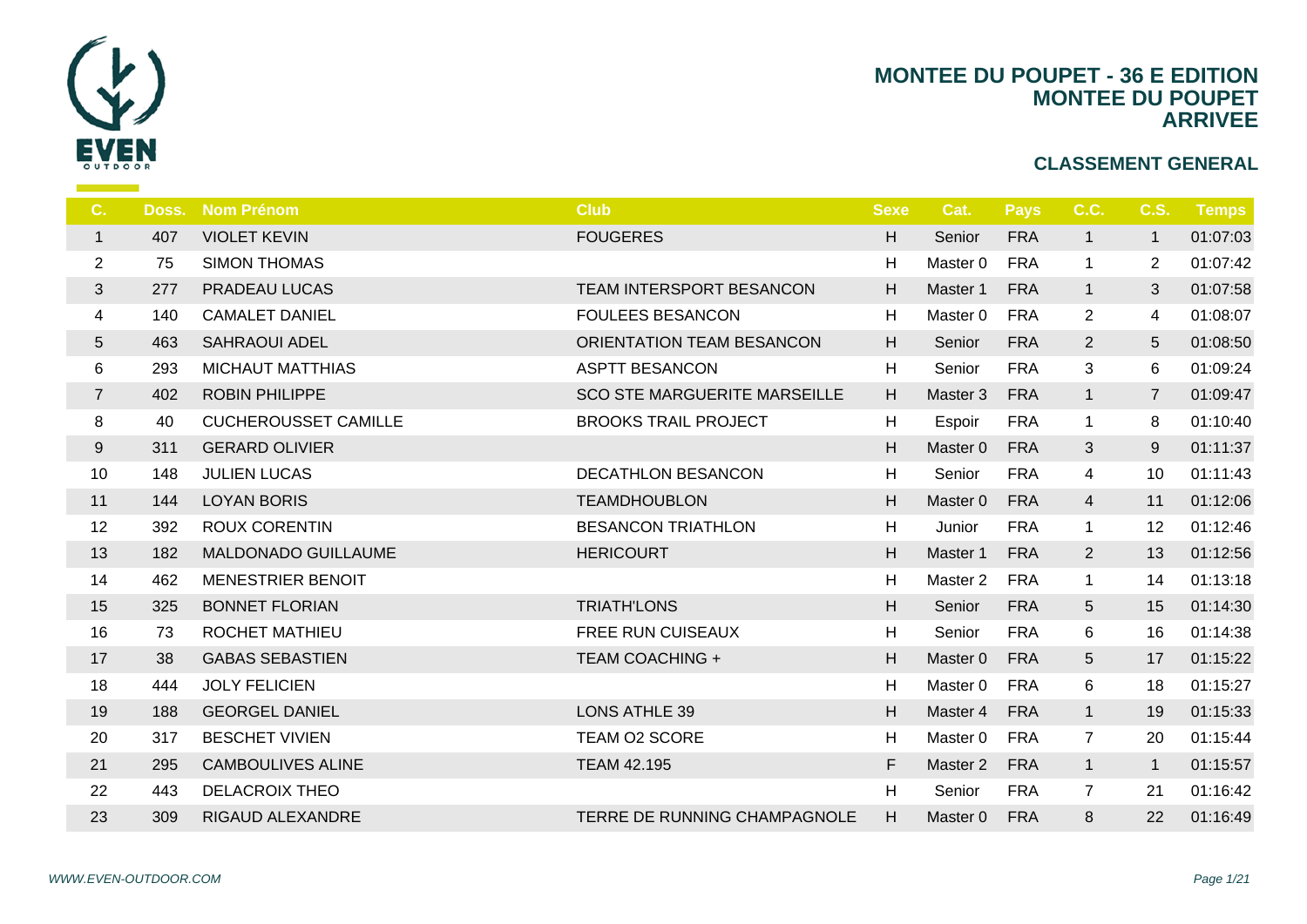# MONTEE DU POUPET - 36 E EDITION
## MONTEE DU POUPET
## ARRIVEE

### CLASSEMENT GENERAL

| C. | Doss. | Nom Prénom | Club | Sexe | Cat. | Pays | C.C. | C.S. | Temps |
|---|---|---|---|---|---|---|---|---|---|
| 1 | 407 | VIOLET KEVIN | FOUGERES | H | Senior | FRA | 1 | 1 | 01:07:03 |
| 2 | 75 | SIMON THOMAS | | H | Master 0 | FRA | 1 | 2 | 01:07:42 |
| 3 | 277 | PRADEAU LUCAS | TEAM INTERSPORT BESANCON | H | Master 1 | FRA | 1 | 3 | 01:07:58 |
| 4 | 140 | CAMALET DANIEL | FOULEES BESANCON | H | Master 0 | FRA | 2 | 4 | 01:08:07 |
| 5 | 463 | SAHRAOUI ADEL | ORIENTATION TEAM BESANCON | H | Senior | FRA | 2 | 5 | 01:08:50 |
| 6 | 293 | MICHAUT MATTHIAS | ASPTT BESANCON | H | Senior | FRA | 3 | 6 | 01:09:24 |
| 7 | 402 | ROBIN PHILIPPE | SCO STE MARGUERITE MARSEILLE | H | Master 3 | FRA | 1 | 7 | 01:09:47 |
| 8 | 40 | CUCHEROUSSET CAMILLE | BROOKS TRAIL PROJECT | H | Espoir | FRA | 1 | 8 | 01:10:40 |
| 9 | 311 | GERARD OLIVIER | | H | Master 0 | FRA | 3 | 9 | 01:11:37 |
| 10 | 148 | JULIEN LUCAS | DECATHLON BESANCON | H | Senior | FRA | 4 | 10 | 01:11:43 |
| 11 | 144 | LOYAN BORIS | TEAMDHOUBLON | H | Master 0 | FRA | 4 | 11 | 01:12:06 |
| 12 | 392 | ROUX CORENTIN | BESANCON TRIATHLON | H | Junior | FRA | 1 | 12 | 01:12:46 |
| 13 | 182 | MALDONADO GUILLAUME | HERICOURT | H | Master 1 | FRA | 2 | 13 | 01:12:56 |
| 14 | 462 | MENESTRIER BENOIT | | H | Master 2 | FRA | 1 | 14 | 01:13:18 |
| 15 | 325 | BONNET FLORIAN | TRIATH'LONS | H | Senior | FRA | 5 | 15 | 01:14:30 |
| 16 | 73 | ROCHET MATHIEU | FREE RUN CUISEAUX | H | Senior | FRA | 6 | 16 | 01:14:38 |
| 17 | 38 | GABAS SEBASTIEN | TEAM COACHING + | H | Master 0 | FRA | 5 | 17 | 01:15:22 |
| 18 | 444 | JOLY FELICIEN | | H | Master 0 | FRA | 6 | 18 | 01:15:27 |
| 19 | 188 | GEORGEL DANIEL | LONS ATHLE 39 | H | Master 4 | FRA | 1 | 19 | 01:15:33 |
| 20 | 317 | BESCHET VIVIEN | TEAM O2 SCORE | H | Master 0 | FRA | 7 | 20 | 01:15:44 |
| 21 | 295 | CAMBOULIVES ALINE | TEAM 42.195 | F | Master 2 | FRA | 1 | 1 | 01:15:57 |
| 22 | 443 | DELACROIX THEO | | H | Senior | FRA | 7 | 21 | 01:16:42 |
| 23 | 309 | RIGAUD ALEXANDRE | TERRE DE RUNNING CHAMPAGNOLE | H | Master 0 | FRA | 8 | 22 | 01:16:49 |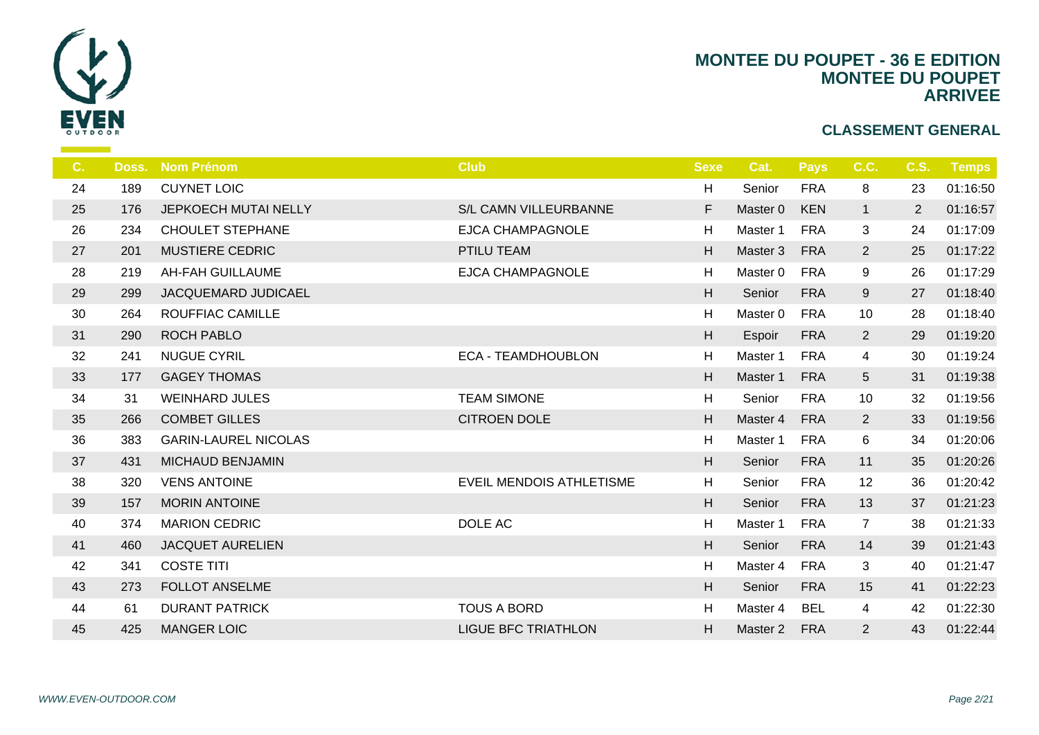# MONTEE DU POUPET - 36 E EDITION
## MONTEE DU POUPET
## ARRIVEE

### CLASSEMENT GENERAL

| C. | Doss. | Nom Prénom | Club | Sexe | Cat. | Pays | C.C. | C.S. | Temps |
|---|---|---|---|---|---|---|---|---|---|
| 24 | 189 | CUYNET LOIC | | H | Senior | FRA | 8 | 23 | 01:16:50 |
| 25 | 176 | JEPKOECH MUTAI NELLY | S/L CAMN VILLEURBANNE | F | Master 0 | KEN | 1 | 2 | 01:16:57 |
| 26 | 234 | CHOULET STEPHANE | EJCA CHAMPAGNOLE | H | Master 1 | FRA | 3 | 24 | 01:17:09 |
| 27 | 201 | MUSTIERE CEDRIC | PTILU TEAM | H | Master 3 | FRA | 2 | 25 | 01:17:22 |
| 28 | 219 | AH-FAH GUILLAUME | EJCA CHAMPAGNOLE | H | Master 0 | FRA | 9 | 26 | 01:17:29 |
| 29 | 299 | JACQUEMARD JUDICAEL | | H | Senior | FRA | 9 | 27 | 01:18:40 |
| 30 | 264 | ROUFFIAC CAMILLE | | H | Master 0 | FRA | 10 | 28 | 01:18:40 |
| 31 | 290 | ROCH PABLO | | H | Espoir | FRA | 2 | 29 | 01:19:20 |
| 32 | 241 | NUGUE CYRIL | ECA - TEAMDHOUBLON | H | Master 1 | FRA | 4 | 30 | 01:19:24 |
| 33 | 177 | GAGEY THOMAS | | H | Master 1 | FRA | 5 | 31 | 01:19:38 |
| 34 | 31 | WEINHARD JULES | TEAM SIMONE | H | Senior | FRA | 10 | 32 | 01:19:56 |
| 35 | 266 | COMBET GILLES | CITROEN DOLE | H | Master 4 | FRA | 2 | 33 | 01:19:56 |
| 36 | 383 | GARIN-LAUREL NICOLAS | | H | Master 1 | FRA | 6 | 34 | 01:20:06 |
| 37 | 431 | MICHAUD BENJAMIN | | H | Senior | FRA | 11 | 35 | 01:20:26 |
| 38 | 320 | VENS ANTOINE | EVEIL MENDOIS ATHLETISME | H | Senior | FRA | 12 | 36 | 01:20:42 |
| 39 | 157 | MORIN ANTOINE | | H | Senior | FRA | 13 | 37 | 01:21:23 |
| 40 | 374 | MARION CEDRIC | DOLE AC | H | Master 1 | FRA | 7 | 38 | 01:21:33 |
| 41 | 460 | JACQUET AURELIEN | | H | Senior | FRA | 14 | 39 | 01:21:43 |
| 42 | 341 | COSTE TITI | | H | Master 4 | FRA | 3 | 40 | 01:21:47 |
| 43 | 273 | FOLLOT ANSELME | | H | Senior | FRA | 15 | 41 | 01:22:23 |
| 44 | 61 | DURANT PATRICK | TOUS A BORD | H | Master 4 | BEL | 4 | 42 | 01:22:30 |
| 45 | 425 | MANGER LOIC | LIGUE BFC TRIATHLON | H | Master 2 | FRA | 2 | 43 | 01:22:44 |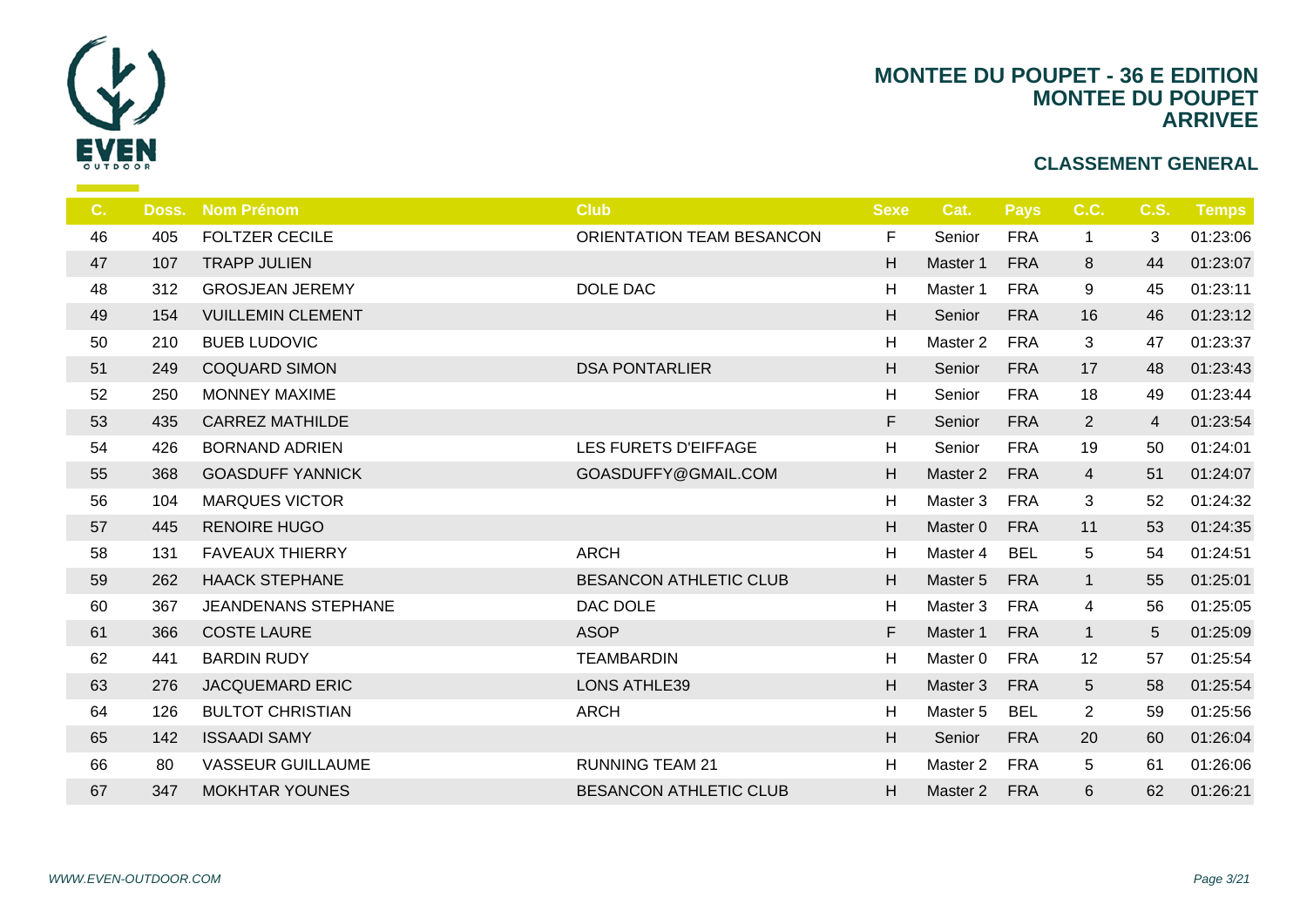# MONTEE DU POUPET - 36 E EDITION
## MONTEE DU POUPET
## ARRIVEE

### CLASSEMENT GENERAL

| C. | Doss. | Nom Prénom | Club | Sexe | Cat. | Pays | C.C. | C.S. | Temps |
|---|---|---|---|---|---|---|---|---|---|
| 46 | 405 | FOLTZER CECILE | ORIENTATION TEAM BESANCON | F | Senior | FRA | 1 | 3 | 01:23:06 |
| 47 | 107 | TRAPP JULIEN | | H | Master 1 | FRA | 8 | 44 | 01:23:07 |
| 48 | 312 | GROSJEAN JEREMY | DOLE DAC | H | Master 1 | FRA | 9 | 45 | 01:23:11 |
| 49 | 154 | VUILLEMIN CLEMENT | | H | Senior | FRA | 16 | 46 | 01:23:12 |
| 50 | 210 | BUEB LUDOVIC | | H | Master 2 | FRA | 3 | 47 | 01:23:37 |
| 51 | 249 | COQUARD SIMON | DSA PONTARLIER | H | Senior | FRA | 17 | 48 | 01:23:43 |
| 52 | 250 | MONNEY MAXIME | | H | Senior | FRA | 18 | 49 | 01:23:44 |
| 53 | 435 | CARREZ MATHILDE | | F | Senior | FRA | 2 | 4 | 01:23:54 |
| 54 | 426 | BORNAND ADRIEN | LES FURETS D'EIFFAGE | H | Senior | FRA | 19 | 50 | 01:24:01 |
| 55 | 368 | GOASDUFF YANNICK | GOASDUFFY@GMAIL.COM | H | Master 2 | FRA | 4 | 51 | 01:24:07 |
| 56 | 104 | MARQUES VICTOR | | H | Master 3 | FRA | 3 | 52 | 01:24:32 |
| 57 | 445 | RENOIRE HUGO | | H | Master 0 | FRA | 11 | 53 | 01:24:35 |
| 58 | 131 | FAVEAUX THIERRY | ARCH | H | Master 4 | BEL | 5 | 54 | 01:24:51 |
| 59 | 262 | HAACK STEPHANE | BESANCON ATHLETIC CLUB | H | Master 5 | FRA | 1 | 55 | 01:25:01 |
| 60 | 367 | JEANDENANS STEPHANE | DAC DOLE | H | Master 3 | FRA | 4 | 56 | 01:25:05 |
| 61 | 366 | COSTE LAURE | ASOP | F | Master 1 | FRA | 1 | 5 | 01:25:09 |
| 62 | 441 | BARDIN RUDY | TEAMBARDIN | H | Master 0 | FRA | 12 | 57 | 01:25:54 |
| 63 | 276 | JACQUEMARD ERIC | LONS ATHLE39 | H | Master 3 | FRA | 5 | 58 | 01:25:54 |
| 64 | 126 | BULTOT CHRISTIAN | ARCH | H | Master 5 | BEL | 2 | 59 | 01:25:56 |
| 65 | 142 | ISSAADI SAMY | | H | Senior | FRA | 20 | 60 | 01:26:04 |
| 66 | 80 | VASSEUR GUILLAUME | RUNNING TEAM 21 | H | Master 2 | FRA | 5 | 61 | 01:26:06 |
| 67 | 347 | MOKHTAR YOUNES | BESANCON ATHLETIC CLUB | H | Master 2 | FRA | 6 | 62 | 01:26:21 |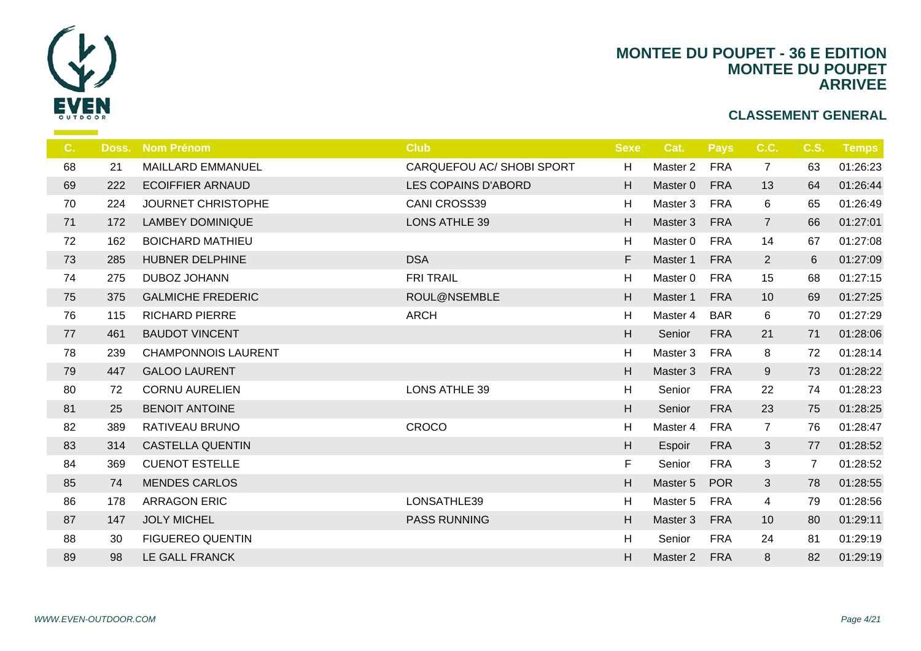# MONTEE DU POUPET - 36 E EDITION
## MONTEE DU POUPET
## ARRIVEE

### CLASSEMENT GENERAL

| C. | Doss. | Nom Prénom | Club | Sexe | Cat. | Pays | C.C. | C.S. | Temps |
|---|---|---|---|---|---|---|---|---|---|
| 68 | 21 | MAILLARD EMMANUEL | CARQUEFOU AC/ SHOBI SPORT | H | Master 2 | FRA | 7 | 63 | 01:26:23 |
| 69 | 222 | ECOIFFIER ARNAUD | LES COPAINS D'ABORD | H | Master 0 | FRA | 13 | 64 | 01:26:44 |
| 70 | 224 | JOURNET CHRISTOPHE | CANI CROSS39 | H | Master 3 | FRA | 6 | 65 | 01:26:49 |
| 71 | 172 | LAMBEY DOMINIQUE | LONS ATHLE 39 | H | Master 3 | FRA | 7 | 66 | 01:27:01 |
| 72 | 162 | BOICHARD MATHIEU | | H | Master 0 | FRA | 14 | 67 | 01:27:08 |
| 73 | 285 | HUBNER DELPHINE | DSA | F | Master 1 | FRA | 2 | 6 | 01:27:09 |
| 74 | 275 | DUBOZ JOHANN | FRI TRAIL | H | Master 0 | FRA | 15 | 68 | 01:27:15 |
| 75 | 375 | GALMICHE FREDERIC | ROUL@NSEMBLE | H | Master 1 | FRA | 10 | 69 | 01:27:25 |
| 76 | 115 | RICHARD PIERRE | ARCH | H | Master 4 | BAR | 6 | 70 | 01:27:29 |
| 77 | 461 | BAUDOT VINCENT | | H | Senior | FRA | 21 | 71 | 01:28:06 |
| 78 | 239 | CHAMPONNOIS LAURENT | | H | Master 3 | FRA | 8 | 72 | 01:28:14 |
| 79 | 447 | GALOO LAURENT | | H | Master 3 | FRA | 9 | 73 | 01:28:22 |
| 80 | 72 | CORNU AURELIEN | LONS ATHLE 39 | H | Senior | FRA | 22 | 74 | 01:28:23 |
| 81 | 25 | BENOIT ANTOINE | | H | Senior | FRA | 23 | 75 | 01:28:25 |
| 82 | 389 | RATIVEAU BRUNO | CROCO | H | Master 4 | FRA | 7 | 76 | 01:28:47 |
| 83 | 314 | CASTELLA QUENTIN | | H | Espoir | FRA | 3 | 77 | 01:28:52 |
| 84 | 369 | CUENOT ESTELLE | | F | Senior | FRA | 3 | 7 | 01:28:52 |
| 85 | 74 | MENDES CARLOS | | H | Master 5 | POR | 3 | 78 | 01:28:55 |
| 86 | 178 | ARRAGON ERIC | LONSATHLE39 | H | Master 5 | FRA | 4 | 79 | 01:28:56 |
| 87 | 147 | JOLY MICHEL | PASS RUNNING | H | Master 3 | FRA | 10 | 80 | 01:29:11 |
| 88 | 30 | FIGUEREO QUENTIN | | H | Senior | FRA | 24 | 81 | 01:29:19 |
| 89 | 98 | LE GALL FRANCK | | H | Master 2 | FRA | 8 | 82 | 01:29:19 |

*WWW.EVEN-OUTDOOR.COM*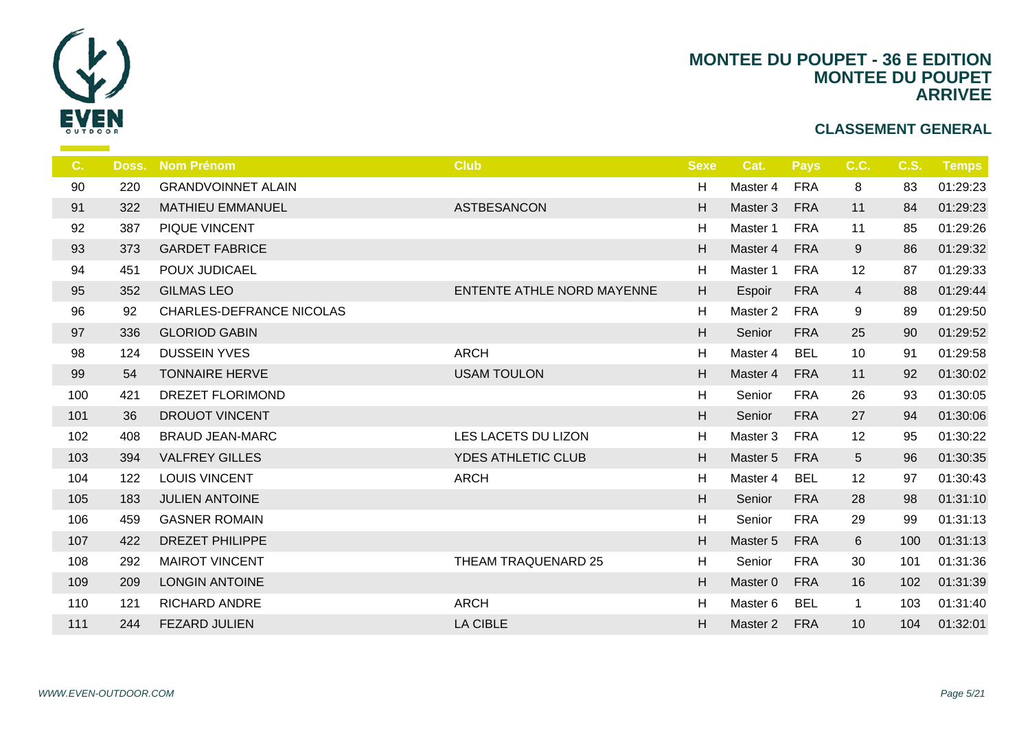# MONTEE DU POUPET - 36 E EDITION
## MONTEE DU POUPET
## ARRIVEE

### CLASSEMENT GENERAL

| C. | Doss. | Nom Prénom | Club | Sexe | Cat. | Pays | C.C. | C.S. | Temps |
|---|---|---|---|---|---|---|---|---|---|
| 90 | 220 | GRANDVOINNET ALAIN | | H | Master 4 | FRA | 8 | 83 | 01:29:23 |
| 91 | 322 | MATHIEU EMMANUEL | ASTBESANCON | H | Master 3 | FRA | 11 | 84 | 01:29:23 |
| 92 | 387 | PIQUE VINCENT | | H | Master 1 | FRA | 11 | 85 | 01:29:26 |
| 93 | 373 | GARDET FABRICE | | H | Master 4 | FRA | 9 | 86 | 01:29:32 |
| 94 | 451 | POUX JUDICAEL | | H | Master 1 | FRA | 12 | 87 | 01:29:33 |
| 95 | 352 | GILMAS LEO | ENTENTE ATHLE NORD MAYENNE | H | Espoir | FRA | 4 | 88 | 01:29:44 |
| 96 | 92 | CHARLES-DEFRANCE NICOLAS | | H | Master 2 | FRA | 9 | 89 | 01:29:50 |
| 97 | 336 | GLORIOD GABIN | | H | Senior | FRA | 25 | 90 | 01:29:52 |
| 98 | 124 | DUSSEIN YVES | ARCH | H | Master 4 | BEL | 10 | 91 | 01:29:58 |
| 99 | 54 | TONNAIRE HERVE | USAM TOULON | H | Master 4 | FRA | 11 | 92 | 01:30:02 |
| 100 | 421 | DREZET FLORIMOND | | H | Senior | FRA | 26 | 93 | 01:30:05 |
| 101 | 36 | DROUOT VINCENT | | H | Senior | FRA | 27 | 94 | 01:30:06 |
| 102 | 408 | BRAUD JEAN-MARC | LES LACETS DU LIZON | H | Master 3 | FRA | 12 | 95 | 01:30:22 |
| 103 | 394 | VALFREY GILLES | YDES ATHLETIC CLUB | H | Master 5 | FRA | 5 | 96 | 01:30:35 |
| 104 | 122 | LOUIS VINCENT | ARCH | H | Master 4 | BEL | 12 | 97 | 01:30:43 |
| 105 | 183 | JULIEN ANTOINE | | H | Senior | FRA | 28 | 98 | 01:31:10 |
| 106 | 459 | GASNER ROMAIN | | H | Senior | FRA | 29 | 99 | 01:31:13 |
| 107 | 422 | DREZET PHILIPPE | | H | Master 5 | FRA | 6 | 100 | 01:31:13 |
| 108 | 292 | MAIROT VINCENT | THEAM TRAQUENARD 25 | H | Senior | FRA | 30 | 101 | 01:31:36 |
| 109 | 209 | LONGIN ANTOINE | | H | Master 0 | FRA | 16 | 102 | 01:31:39 |
| 110 | 121 | RICHARD ANDRE | ARCH | H | Master 6 | BEL | 1 | 103 | 01:31:40 |
| 111 | 244 | FEZARD JULIEN | LA CIBLE | H | Master 2 | FRA | 10 | 104 | 01:32:01 |

*WWW.EVEN-OUTDOOR.COM*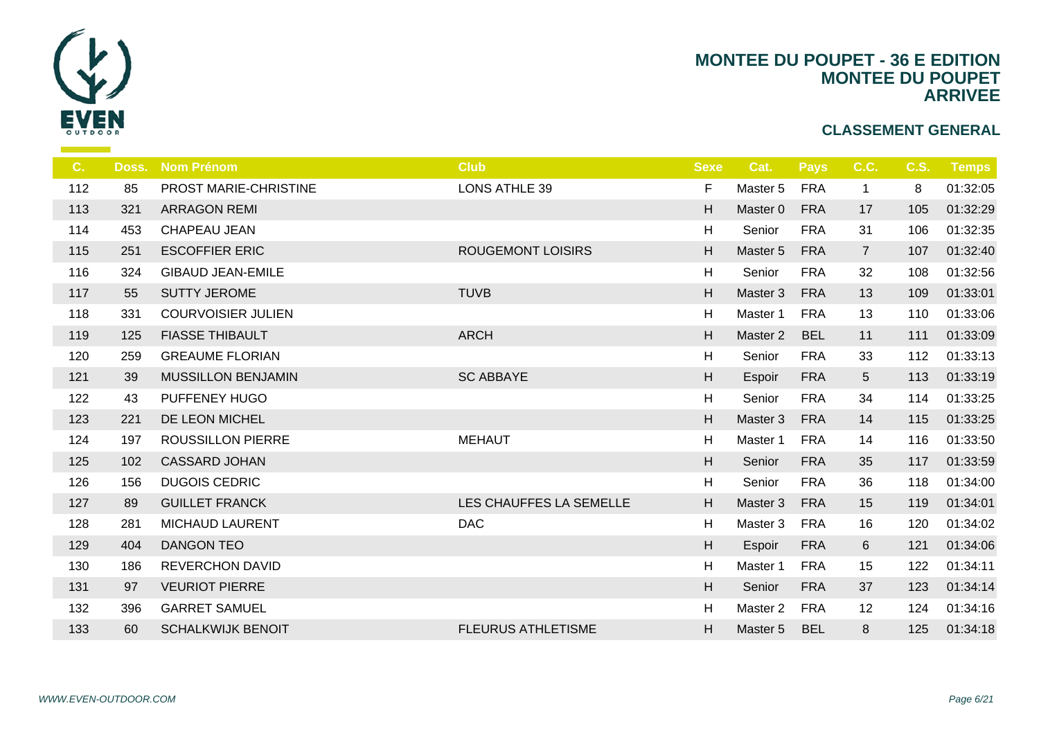# MONTEE DU POUPET - 36 E EDITION
## MONTEE DU POUPET
## ARRIVEE

### CLASSEMENT GENERAL

| C. | Doss. | Nom Prénom | Club | Sexe | Cat. | Pays | C.C. | C.S. | Temps |
|---|---|---|---|---|---|---|---|---|---|
| 112 | 85 | PROST MARIE-CHRISTINE | LONS ATHLE 39 | F | Master 5 | FRA | 1 | 8 | 01:32:05 |
| 113 | 321 | ARRAGON REMI | | H | Master 0 | FRA | 17 | 105 | 01:32:29 |
| 114 | 453 | CHAPEAU JEAN | | H | Senior | FRA | 31 | 106 | 01:32:35 |
| 115 | 251 | ESCOFFIER ERIC | ROUGEMONT LOISIRS | H | Master 5 | FRA | 7 | 107 | 01:32:40 |
| 116 | 324 | GIBAUD JEAN-EMILE | | H | Senior | FRA | 32 | 108 | 01:32:56 |
| 117 | 55 | SUTTY JEROME | TUVB | H | Master 3 | FRA | 13 | 109 | 01:33:01 |
| 118 | 331 | COURVOISIER JULIEN | | H | Master 1 | FRA | 13 | 110 | 01:33:06 |
| 119 | 125 | FIASSE THIBAULT | ARCH | H | Master 2 | BEL | 11 | 111 | 01:33:09 |
| 120 | 259 | GREAUME FLORIAN | | H | Senior | FRA | 33 | 112 | 01:33:13 |
| 121 | 39 | MUSSILLON BENJAMIN | SC ABBAYE | H | Espoir | FRA | 5 | 113 | 01:33:19 |
| 122 | 43 | PUFFENEY HUGO | | H | Senior | FRA | 34 | 114 | 01:33:25 |
| 123 | 221 | DE LEON MICHEL | | H | Master 3 | FRA | 14 | 115 | 01:33:25 |
| 124 | 197 | ROUSSILLON PIERRE | MEHAUT | H | Master 1 | FRA | 14 | 116 | 01:33:50 |
| 125 | 102 | CASSARD JOHAN | | H | Senior | FRA | 35 | 117 | 01:33:59 |
| 126 | 156 | DUGOIS CEDRIC | | H | Senior | FRA | 36 | 118 | 01:34:00 |
| 127 | 89 | GUILLET FRANCK | LES CHAUFFES LA SEMELLE | H | Master 3 | FRA | 15 | 119 | 01:34:01 |
| 128 | 281 | MICHAUD LAURENT | DAC | H | Master 3 | FRA | 16 | 120 | 01:34:02 |
| 129 | 404 | DANGON TEO | | H | Espoir | FRA | 6 | 121 | 01:34:06 |
| 130 | 186 | REVERCHON DAVID | | H | Master 1 | FRA | 15 | 122 | 01:34:11 |
| 131 | 97 | VEURIOT PIERRE | | H | Senior | FRA | 37 | 123 | 01:34:14 |
| 132 | 396 | GARRET SAMUEL | | H | Master 2 | FRA | 12 | 124 | 01:34:16 |
| 133 | 60 | SCHALKWIJK BENOIT | FLEURUS ATHLETISME | H | Master 5 | BEL | 8 | 125 | 01:34:18 |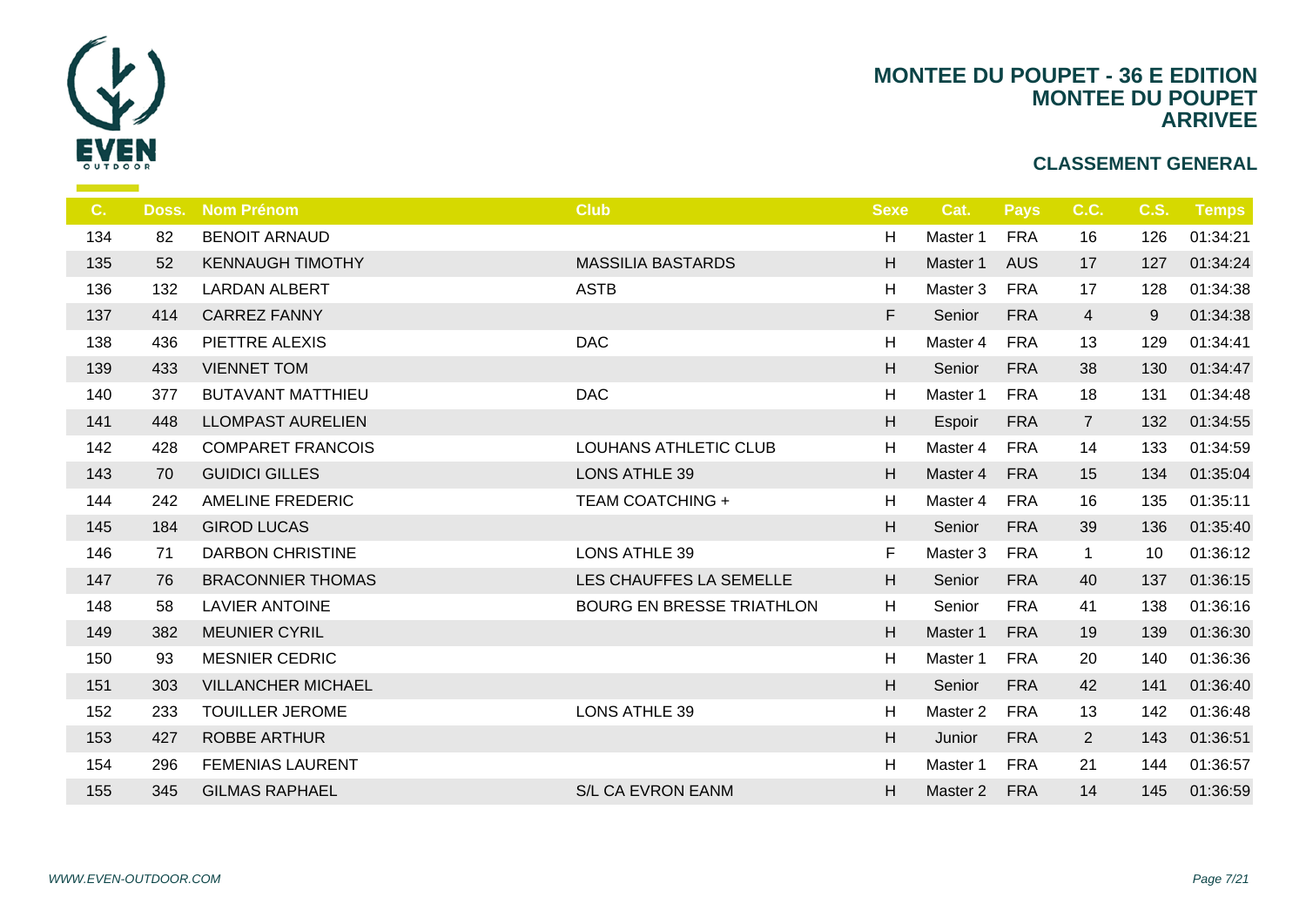# MONTEE DU POUPET - 36 E EDITION
## MONTEE DU POUPET
## ARRIVEE

### CLASSEMENT GENERAL

| C. | Doss. | Nom Prénom | Club | Sexe | Cat. | Pays | C.C. | C.S. | Temps |
|---|---|---|---|---|---|---|---|---|---|
| 134 | 82 | BENOIT ARNAUD | | H | Master 1 | FRA | 16 | 126 | 01:34:21 |
| 135 | 52 | KENNAUGH TIMOTHY | MASSILIA BASTARDS | H | Master 1 | AUS | 17 | 127 | 01:34:24 |
| 136 | 132 | LARDAN ALBERT | ASTB | H | Master 3 | FRA | 17 | 128 | 01:34:38 |
| 137 | 414 | CARREZ FANNY | | F | Senior | FRA | 4 | 9 | 01:34:38 |
| 138 | 436 | PIETTRE ALEXIS | DAC | H | Master 4 | FRA | 13 | 129 | 01:34:41 |
| 139 | 433 | VIENNET TOM | | H | Senior | FRA | 38 | 130 | 01:34:47 |
| 140 | 377 | BUTAVANT MATTHIEU | DAC | H | Master 1 | FRA | 18 | 131 | 01:34:48 |
| 141 | 448 | LLOMPAST AURELIEN | | H | Espoir | FRA | 7 | 132 | 01:34:55 |
| 142 | 428 | COMPARET FRANCOIS | LOUHANS ATHLETIC CLUB | H | Master 4 | FRA | 14 | 133 | 01:34:59 |
| 143 | 70 | GUIDICI GILLES | LONS ATHLE 39 | H | Master 4 | FRA | 15 | 134 | 01:35:04 |
| 144 | 242 | AMELINE FREDERIC | TEAM COATCHING + | H | Master 4 | FRA | 16 | 135 | 01:35:11 |
| 145 | 184 | GIROD LUCAS | | H | Senior | FRA | 39 | 136 | 01:35:40 |
| 146 | 71 | DARBON CHRISTINE | LONS ATHLE 39 | F | Master 3 | FRA | 1 | 10 | 01:36:12 |
| 147 | 76 | BRACONNIER THOMAS | LES CHAUFFES LA SEMELLE | H | Senior | FRA | 40 | 137 | 01:36:15 |
| 148 | 58 | LAVIER ANTOINE | BOURG EN BRESSE TRIATHLON | H | Senior | FRA | 41 | 138 | 01:36:16 |
| 149 | 382 | MEUNIER CYRIL | | H | Master 1 | FRA | 19 | 139 | 01:36:30 |
| 150 | 93 | MESNIER CEDRIC | | H | Master 1 | FRA | 20 | 140 | 01:36:36 |
| 151 | 303 | VILLANCHER MICHAEL | | H | Senior | FRA | 42 | 141 | 01:36:40 |
| 152 | 233 | TOUILLER JEROME | LONS ATHLE 39 | H | Master 2 | FRA | 13 | 142 | 01:36:48 |
| 153 | 427 | ROBBE ARTHUR | | H | Junior | FRA | 2 | 143 | 01:36:51 |
| 154 | 296 | FEMENIAS LAURENT | | H | Master 1 | FRA | 21 | 144 | 01:36:57 |
| 155 | 345 | GILMAS RAPHAEL | S/L CA EVRON EANM | H | Master 2 | FRA | 14 | 145 | 01:36:59 |

WWW.EVEN-OUTDOOR.COM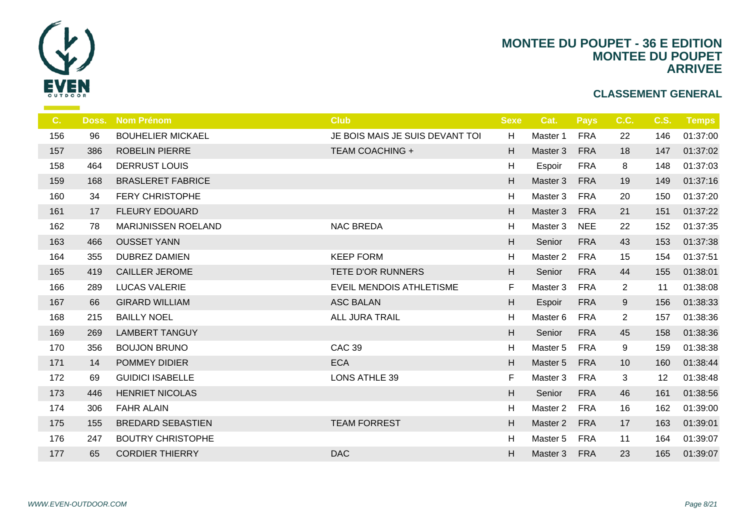# MONTEE DU POUPET - 36 E EDITION
## MONTEE DU POUPET
## ARRIVEE

### CLASSEMENT GENERAL

| C. | Doss. | Nom Prénom | Club | Sexe | Cat. | Pays | C.C. | C.S. | Temps |
|---|---|---|---|---|---|---|---|---|---|
| 156 | 96 | BOUHELIER MICKAEL | JE BOIS MAIS JE SUIS DEVANT TOI | H | Master 1 | FRA | 22 | 146 | 01:37:00 |
| 157 | 386 | ROBELIN PIERRE | TEAM COACHING + | H | Master 3 | FRA | 18 | 147 | 01:37:02 |
| 158 | 464 | DERRUST LOUIS | | H | Espoir | FRA | 8 | 148 | 01:37:03 |
| 159 | 168 | BRASLERET FABRICE | | H | Master 3 | FRA | 19 | 149 | 01:37:16 |
| 160 | 34 | FERY CHRISTOPHE | | H | Master 3 | FRA | 20 | 150 | 01:37:20 |
| 161 | 17 | FLEURY EDOUARD | | H | Master 3 | FRA | 21 | 151 | 01:37:22 |
| 162 | 78 | MARIJNISSEN ROELAND | NAC BREDA | H | Master 3 | NEE | 22 | 152 | 01:37:35 |
| 163 | 466 | OUSSET YANN | | H | Senior | FRA | 43 | 153 | 01:37:38 |
| 164 | 355 | DUBREZ DAMIEN | KEEP FORM | H | Master 2 | FRA | 15 | 154 | 01:37:51 |
| 165 | 419 | CAILLER JEROME | TETE D'OR RUNNERS | H | Senior | FRA | 44 | 155 | 01:38:01 |
| 166 | 289 | LUCAS VALERIE | EVEIL MENDOIS ATHLETISME | F | Master 3 | FRA | 2 | 11 | 01:38:08 |
| 167 | 66 | GIRARD WILLIAM | ASC BALAN | H | Espoir | FRA | 9 | 156 | 01:38:33 |
| 168 | 215 | BAILLY NOEL | ALL JURA TRAIL | H | Master 6 | FRA | 2 | 157 | 01:38:36 |
| 169 | 269 | LAMBERT TANGUY | | H | Senior | FRA | 45 | 158 | 01:38:36 |
| 170 | 356 | BOUJON BRUNO | CAC 39 | H | Master 5 | FRA | 9 | 159 | 01:38:38 |
| 171 | 14 | POMMEY DIDIER | ECA | H | Master 5 | FRA | 10 | 160 | 01:38:44 |
| 172 | 69 | GUIDICI ISABELLE | LONS ATHLE 39 | F | Master 3 | FRA | 3 | 12 | 01:38:48 |
| 173 | 446 | HENRIET NICOLAS | | H | Senior | FRA | 46 | 161 | 01:38:56 |
| 174 | 306 | FAHR ALAIN | | H | Master 2 | FRA | 16 | 162 | 01:39:00 |
| 175 | 155 | BREDARD SEBASTIEN | TEAM FORREST | H | Master 2 | FRA | 17 | 163 | 01:39:01 |
| 176 | 247 | BOUTRY CHRISTOPHE | | H | Master 5 | FRA | 11 | 164 | 01:39:07 |
| 177 | 65 | CORDIER THIERRY | DAC | H | Master 3 | FRA | 23 | 165 | 01:39:07 |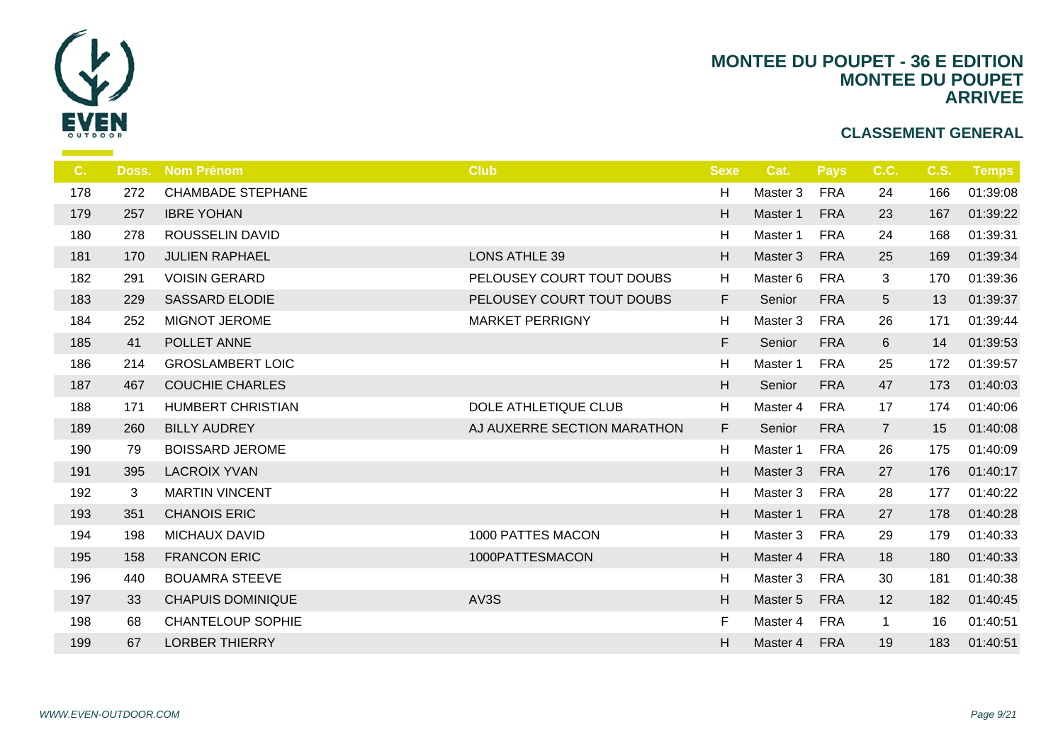# MONTEE DU POUPET - 36 E EDITION
## MONTEE DU POUPET
## ARRIVEE

### CLASSEMENT GENERAL

| C. | Doss. | Nom Prénom | Club | Sexe | Cat. | Pays | C.C. | C.S. | Temps |
|---|---|---|---|---|---|---|---|---|---|
| 178 | 272 | CHAMBADE STEPHANE | | H | Master 3 | FRA | 24 | 166 | 01:39:08 |
| 179 | 257 | IBRE YOHAN | | H | Master 1 | FRA | 23 | 167 | 01:39:22 |
| 180 | 278 | ROUSSELIN DAVID | | H | Master 1 | FRA | 24 | 168 | 01:39:31 |
| 181 | 170 | JULIEN RAPHAEL | LONS ATHLE 39 | H | Master 3 | FRA | 25 | 169 | 01:39:34 |
| 182 | 291 | VOISIN GERARD | PELOUSEY COURT TOUT DOUBS | H | Master 6 | FRA | 3 | 170 | 01:39:36 |
| 183 | 229 | SASSARD ELODIE | PELOUSEY COURT TOUT DOUBS | F | Senior | FRA | 5 | 13 | 01:39:37 |
| 184 | 252 | MIGNOT JEROME | MARKET PERRIGNY | H | Master 3 | FRA | 26 | 171 | 01:39:44 |
| 185 | 41 | POLLET ANNE | | F | Senior | FRA | 6 | 14 | 01:39:53 |
| 186 | 214 | GROSLAMBERT LOIC | | H | Master 1 | FRA | 25 | 172 | 01:39:57 |
| 187 | 467 | COUCHIE CHARLES | | H | Senior | FRA | 47 | 173 | 01:40:03 |
| 188 | 171 | HUMBERT CHRISTIAN | DOLE ATHLETIQUE CLUB | H | Master 4 | FRA | 17 | 174 | 01:40:06 |
| 189 | 260 | BILLY AUDREY | AJ AUXERRE SECTION MARATHON | F | Senior | FRA | 7 | 15 | 01:40:08 |
| 190 | 79 | BOISSARD JEROME | | H | Master 1 | FRA | 26 | 175 | 01:40:09 |
| 191 | 395 | LACROIX YVAN | | H | Master 3 | FRA | 27 | 176 | 01:40:17 |
| 192 | 3 | MARTIN VINCENT | | H | Master 3 | FRA | 28 | 177 | 01:40:22 |
| 193 | 351 | CHANOIS ERIC | | H | Master 1 | FRA | 27 | 178 | 01:40:28 |
| 194 | 198 | MICHAUX DAVID | 1000 PATTES MACON | H | Master 3 | FRA | 29 | 179 | 01:40:33 |
| 195 | 158 | FRANCON ERIC | 1000PATTESMACON | H | Master 4 | FRA | 18 | 180 | 01:40:33 |
| 196 | 440 | BOUAMRA STEEVE | | H | Master 3 | FRA | 30 | 181 | 01:40:38 |
| 197 | 33 | CHAPUIS DOMINIQUE | AV3S | H | Master 5 | FRA | 12 | 182 | 01:40:45 |
| 198 | 68 | CHANTELOUP SOPHIE | | F | Master 4 | FRA | 1 | 16 | 01:40:51 |
| 199 | 67 | LORBER THIERRY | | H | Master 4 | FRA | 19 | 183 | 01:40:51 |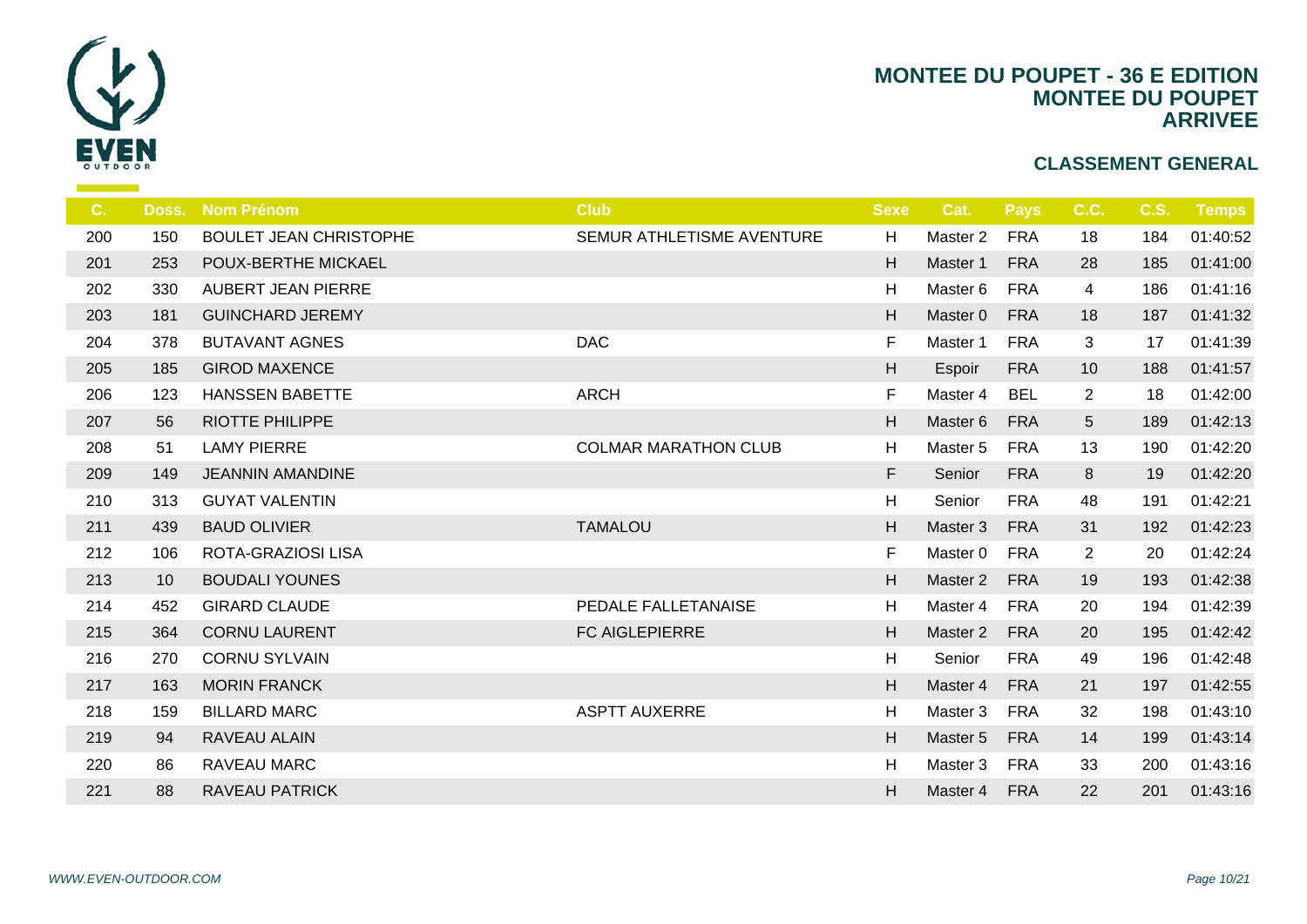# MONTEE DU POUPET - 36 E EDITION
## MONTEE DU POUPET
## ARRIVEE

### CLASSEMENT GENERAL

| C. | Doss. | Nom Prénom | Club | Sexe | Cat. | Pays | C.C. | C.S. | Temps |
|---|---|---|---|---|---|---|---|---|---|
| 200 | 150 | BOULET JEAN CHRISTOPHE | SEMUR ATHLETISME AVENTURE | H | Master 2 | FRA | 18 | 184 | 01:40:52 |
| 201 | 253 | POUX-BERTHE MICKAEL | | H | Master 1 | FRA | 28 | 185 | 01:41:00 |
| 202 | 330 | AUBERT JEAN PIERRE | | H | Master 6 | FRA | 4 | 186 | 01:41:16 |
| 203 | 181 | GUINCHARD JEREMY | | H | Master 0 | FRA | 18 | 187 | 01:41:32 |
| 204 | 378 | BUTAVANT AGNES | DAC | F | Master 1 | FRA | 3 | 17 | 01:41:39 |
| 205 | 185 | GIROD MAXENCE | | H | Espoir | FRA | 10 | 188 | 01:41:57 |
| 206 | 123 | HANSSEN BABETTE | ARCH | F | Master 4 | BEL | 2 | 18 | 01:42:00 |
| 207 | 56 | RIOTTE PHILIPPE | | H | Master 6 | FRA | 5 | 189 | 01:42:13 |
| 208 | 51 | LAMY PIERRE | COLMAR MARATHON CLUB | H | Master 5 | FRA | 13 | 190 | 01:42:20 |
| 209 | 149 | JEANNIN AMANDINE | | F | Senior | FRA | 8 | 19 | 01:42:20 |
| 210 | 313 | GUYAT VALENTIN | | H | Senior | FRA | 48 | 191 | 01:42:21 |
| 211 | 439 | BAUD OLIVIER | TAMALOU | H | Master 3 | FRA | 31 | 192 | 01:42:23 |
| 212 | 106 | ROTA-GRAZIOSI LISA | | F | Master 0 | FRA | 2 | 20 | 01:42:24 |
| 213 | 10 | BOUDALI YOUNES | | H | Master 2 | FRA | 19 | 193 | 01:42:38 |
| 214 | 452 | GIRARD CLAUDE | PEDALE FALLETANAISE | H | Master 4 | FRA | 20 | 194 | 01:42:39 |
| 215 | 364 | CORNU LAURENT | FC AIGLEPIERRE | H | Master 2 | FRA | 20 | 195 | 01:42:42 |
| 216 | 270 | CORNU SYLVAIN | | H | Senior | FRA | 49 | 196 | 01:42:48 |
| 217 | 163 | MORIN FRANCK | | H | Master 4 | FRA | 21 | 197 | 01:42:55 |
| 218 | 159 | BILLARD MARC | ASPTT AUXERRE | H | Master 3 | FRA | 32 | 198 | 01:43:10 |
| 219 | 94 | RAVEAU ALAIN | | H | Master 5 | FRA | 14 | 199 | 01:43:14 |
| 220 | 86 | RAVEAU MARC | | H | Master 3 | FRA | 33 | 200 | 01:43:16 |
| 221 | 88 | RAVEAU PATRICK | | H | Master 4 | FRA | 22 | 201 | 01:43:16 |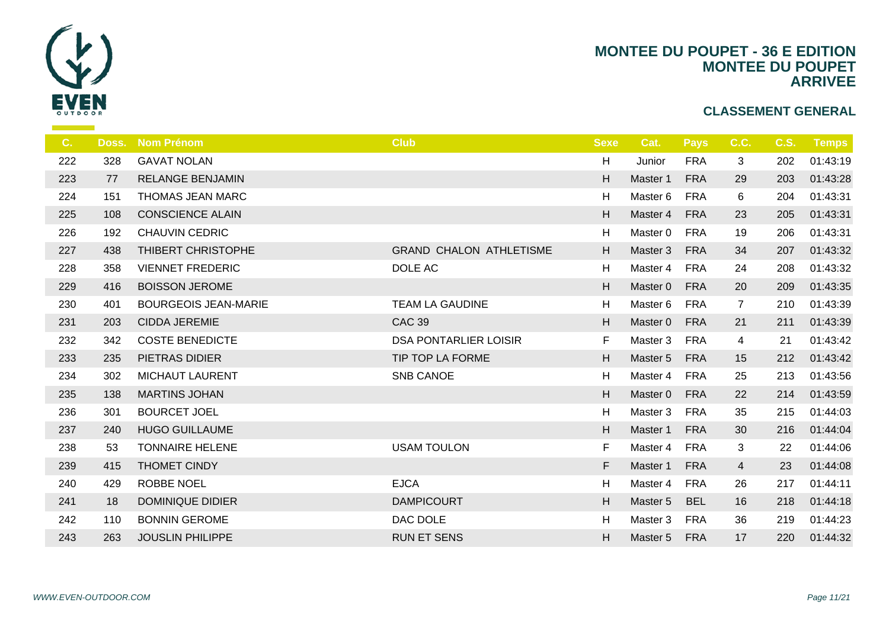# MONTEE DU POUPET - 36 E EDITION
## MONTEE DU POUPET
## ARRIVEE

### CLASSEMENT GENERAL

| C. | Doss. | Nom Prénom | Club | Sexe | Cat. | Pays | C.C. | C.S. | Temps |
|---|---|---|---|---|---|---|---|---|---|
| 222 | 328 | GAVAT NOLAN | | H | Junior | FRA | 3 | 202 | 01:43:19 |
| 223 | 77 | RELANGE BENJAMIN | | H | Master 1 | FRA | 29 | 203 | 01:43:28 |
| 224 | 151 | THOMAS JEAN MARC | | H | Master 6 | FRA | 6 | 204 | 01:43:31 |
| 225 | 108 | CONSCIENCE ALAIN | | H | Master 4 | FRA | 23 | 205 | 01:43:31 |
| 226 | 192 | CHAUVIN CEDRIC | | H | Master 0 | FRA | 19 | 206 | 01:43:31 |
| 227 | 438 | THIBERT CHRISTOPHE | GRAND CHALON ATHLETISME | H | Master 3 | FRA | 34 | 207 | 01:43:32 |
| 228 | 358 | VIENNET FREDERIC | DOLE AC | H | Master 4 | FRA | 24 | 208 | 01:43:32 |
| 229 | 416 | BOISSON JEROME | | H | Master 0 | FRA | 20 | 209 | 01:43:35 |
| 230 | 401 | BOURGEOIS JEAN-MARIE | TEAM LA GAUDINE | H | Master 6 | FRA | 7 | 210 | 01:43:39 |
| 231 | 203 | CIDDA JEREMIE | CAC 39 | H | Master 0 | FRA | 21 | 211 | 01:43:39 |
| 232 | 342 | COSTE BENEDICTE | DSA PONTARLIER LOISIR | F | Master 3 | FRA | 4 | 21 | 01:43:42 |
| 233 | 235 | PIETRAS DIDIER | TIP TOP LA FORME | H | Master 5 | FRA | 15 | 212 | 01:43:42 |
| 234 | 302 | MICHAUT LAURENT | SNB CANOE | H | Master 4 | FRA | 25 | 213 | 01:43:56 |
| 235 | 138 | MARTINS JOHAN | | H | Master 0 | FRA | 22 | 214 | 01:43:59 |
| 236 | 301 | BOURCET JOEL | | H | Master 3 | FRA | 35 | 215 | 01:44:03 |
| 237 | 240 | HUGO GUILLAUME | | H | Master 1 | FRA | 30 | 216 | 01:44:04 |
| 238 | 53 | TONNAIRE HELENE | USAM TOULON | F | Master 4 | FRA | 3 | 22 | 01:44:06 |
| 239 | 415 | THOMET CINDY | | F | Master 1 | FRA | 4 | 23 | 01:44:08 |
| 240 | 429 | ROBBE NOEL | EJCA | H | Master 4 | FRA | 26 | 217 | 01:44:11 |
| 241 | 18 | DOMINIQUE DIDIER | DAMPICOURT | H | Master 5 | BEL | 16 | 218 | 01:44:18 |
| 242 | 110 | BONNIN GEROME | DAC DOLE | H | Master 3 | FRA | 36 | 219 | 01:44:23 |
| 243 | 263 | JOUSLIN PHILIPPE | RUN ET SENS | H | Master 5 | FRA | 17 | 220 | 01:44:32 |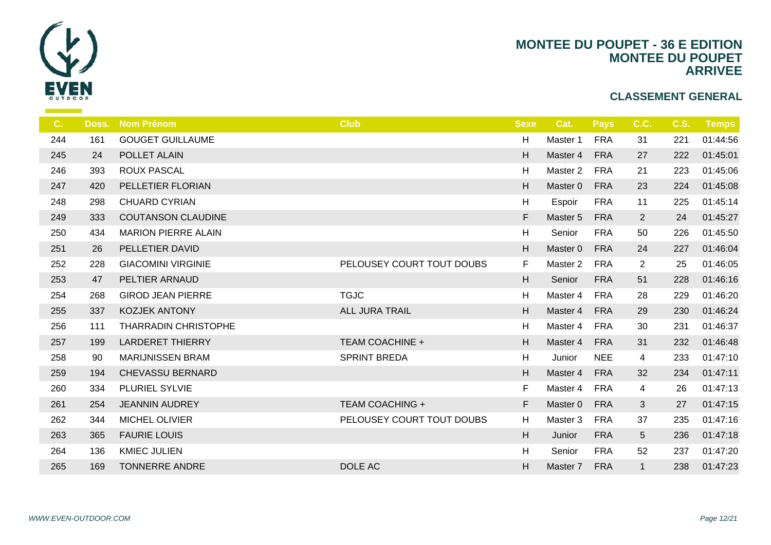# MONTEE DU POUPET - 36 E EDITION
## MONTEE DU POUPET
## ARRIVEE

### CLASSEMENT GENERAL

| C. | Doss. | Nom Prénom | Club | Sexe | Cat. | Pays | C.C. | C.S. | Temps |
|---|---|---|---|---|---|---|---|---|---|
| 244 | 161 | GOUGET GUILLAUME | | H | Master 1 | FRA | 31 | 221 | 01:44:56 |
| 245 | 24 | POLLET ALAIN | | H | Master 4 | FRA | 27 | 222 | 01:45:01 |
| 246 | 393 | ROUX PASCAL | | H | Master 2 | FRA | 21 | 223 | 01:45:06 |
| 247 | 420 | PELLETIER FLORIAN | | H | Master 0 | FRA | 23 | 224 | 01:45:08 |
| 248 | 298 | CHUARD CYRIAN | | H | Espoir | FRA | 11 | 225 | 01:45:14 |
| 249 | 333 | COUTANSON CLAUDINE | | F | Master 5 | FRA | 2 | 24 | 01:45:27 |
| 250 | 434 | MARION PIERRE ALAIN | | H | Senior | FRA | 50 | 226 | 01:45:50 |
| 251 | 26 | PELLETIER DAVID | | H | Master 0 | FRA | 24 | 227 | 01:46:04 |
| 252 | 228 | GIACOMINI VIRGINIE | PELOUSEY COURT TOUT DOUBS | F | Master 2 | FRA | 2 | 25 | 01:46:05 |
| 253 | 47 | PELTIER ARNAUD | | H | Senior | FRA | 51 | 228 | 01:46:16 |
| 254 | 268 | GIROD JEAN PIERRE | TGJC | H | Master 4 | FRA | 28 | 229 | 01:46:20 |
| 255 | 337 | KOZJEK ANTONY | ALL JURA TRAIL | H | Master 4 | FRA | 29 | 230 | 01:46:24 |
| 256 | 111 | THARRADIN CHRISTOPHE | | H | Master 4 | FRA | 30 | 231 | 01:46:37 |
| 257 | 199 | LARDERET THIERRY | TEAM COACHINE + | H | Master 4 | FRA | 31 | 232 | 01:46:48 |
| 258 | 90 | MARIJNISSEN BRAM | SPRINT BREDA | H | Junior | NEE | 4 | 233 | 01:47:10 |
| 259 | 194 | CHEVASSU BERNARD | | H | Master 4 | FRA | 32 | 234 | 01:47:11 |
| 260 | 334 | PLURIEL SYLVIE | | F | Master 4 | FRA | 4 | 26 | 01:47:13 |
| 261 | 254 | JEANNIN AUDREY | TEAM COACHING + | F | Master 0 | FRA | 3 | 27 | 01:47:15 |
| 262 | 344 | MICHEL OLIVIER | PELOUSEY COURT TOUT DOUBS | H | Master 3 | FRA | 37 | 235 | 01:47:16 |
| 263 | 365 | FAURIE LOUIS | | H | Junior | FRA | 5 | 236 | 01:47:18 |
| 264 | 136 | KMIEC JULIEN | | H | Senior | FRA | 52 | 237 | 01:47:20 |
| 265 | 169 | TONNERRE ANDRE | DOLE AC | H | Master 7 | FRA | 1 | 238 | 01:47:23 |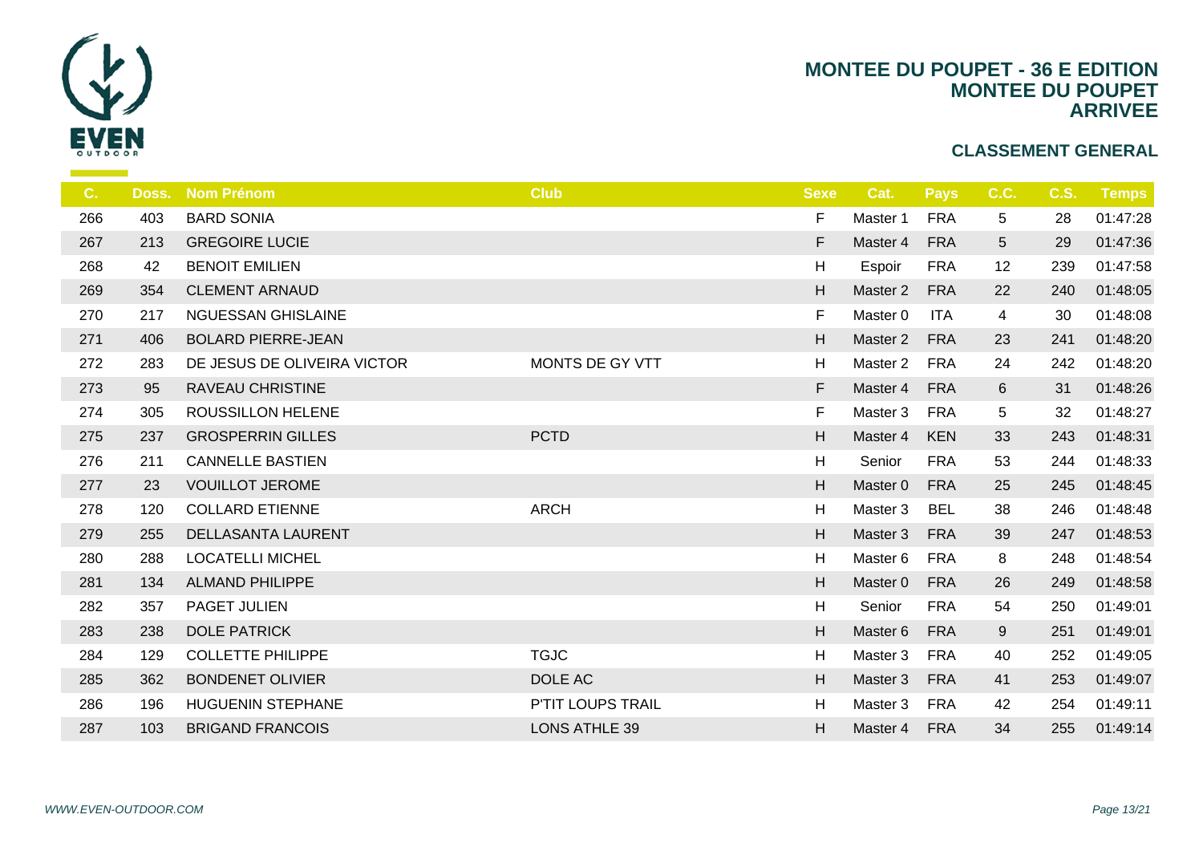# MONTEE DU POUPET - 36 E EDITION
## MONTEE DU POUPET
## ARRIVEE

### CLASSEMENT GENERAL

| C. | Doss. | Nom Prénom | Club | Sexe | Cat. | Pays | C.C. | C.S. | Temps |
|---|---|---|---|---|---|---|---|---|---|
| 266 | 403 | BARD SONIA | | F | Master 1 | FRA | 5 | 28 | 01:47:28 |
| 267 | 213 | GREGOIRE LUCIE | | F | Master 4 | FRA | 5 | 29 | 01:47:36 |
| 268 | 42 | BENOIT EMILIEN | | H | Espoir | FRA | 12 | 239 | 01:47:58 |
| 269 | 354 | CLEMENT ARNAUD | | H | Master 2 | FRA | 22 | 240 | 01:48:05 |
| 270 | 217 | NGUESSAN GHISLAINE | | F | Master 0 | ITA | 4 | 30 | 01:48:08 |
| 271 | 406 | BOLARD PIERRE-JEAN | | H | Master 2 | FRA | 23 | 241 | 01:48:20 |
| 272 | 283 | DE JESUS DE OLIVEIRA VICTOR | MONTS DE GY VTT | H | Master 2 | FRA | 24 | 242 | 01:48:20 |
| 273 | 95 | RAVEAU CHRISTINE | | F | Master 4 | FRA | 6 | 31 | 01:48:26 |
| 274 | 305 | ROUSSILLON HELENE | | F | Master 3 | FRA | 5 | 32 | 01:48:27 |
| 275 | 237 | GROSPERRIN GILLES | PCTD | H | Master 4 | KEN | 33 | 243 | 01:48:31 |
| 276 | 211 | CANNELLE BASTIEN | | H | Senior | FRA | 53 | 244 | 01:48:33 |
| 277 | 23 | VOUILLOT JEROME | | H | Master 0 | FRA | 25 | 245 | 01:48:45 |
| 278 | 120 | COLLARD ETIENNE | ARCH | H | Master 3 | BEL | 38 | 246 | 01:48:48 |
| 279 | 255 | DELLASANTA LAURENT | | H | Master 3 | FRA | 39 | 247 | 01:48:53 |
| 280 | 288 | LOCATELLI MICHEL | | H | Master 6 | FRA | 8 | 248 | 01:48:54 |
| 281 | 134 | ALMAND PHILIPPE | | H | Master 0 | FRA | 26 | 249 | 01:48:58 |
| 282 | 357 | PAGET JULIEN | | H | Senior | FRA | 54 | 250 | 01:49:01 |
| 283 | 238 | DOLE PATRICK | | H | Master 6 | FRA | 9 | 251 | 01:49:01 |
| 284 | 129 | COLLETTE PHILIPPE | TGJC | H | Master 3 | FRA | 40 | 252 | 01:49:05 |
| 285 | 362 | BONDENET OLIVIER | DOLE AC | H | Master 3 | FRA | 41 | 253 | 01:49:07 |
| 286 | 196 | HUGUENIN STEPHANE | P'TIT LOUPS TRAIL | H | Master 3 | FRA | 42 | 254 | 01:49:11 |
| 287 | 103 | BRIGAND FRANCOIS | LONS ATHLE 39 | H | Master 4 | FRA | 34 | 255 | 01:49:14 |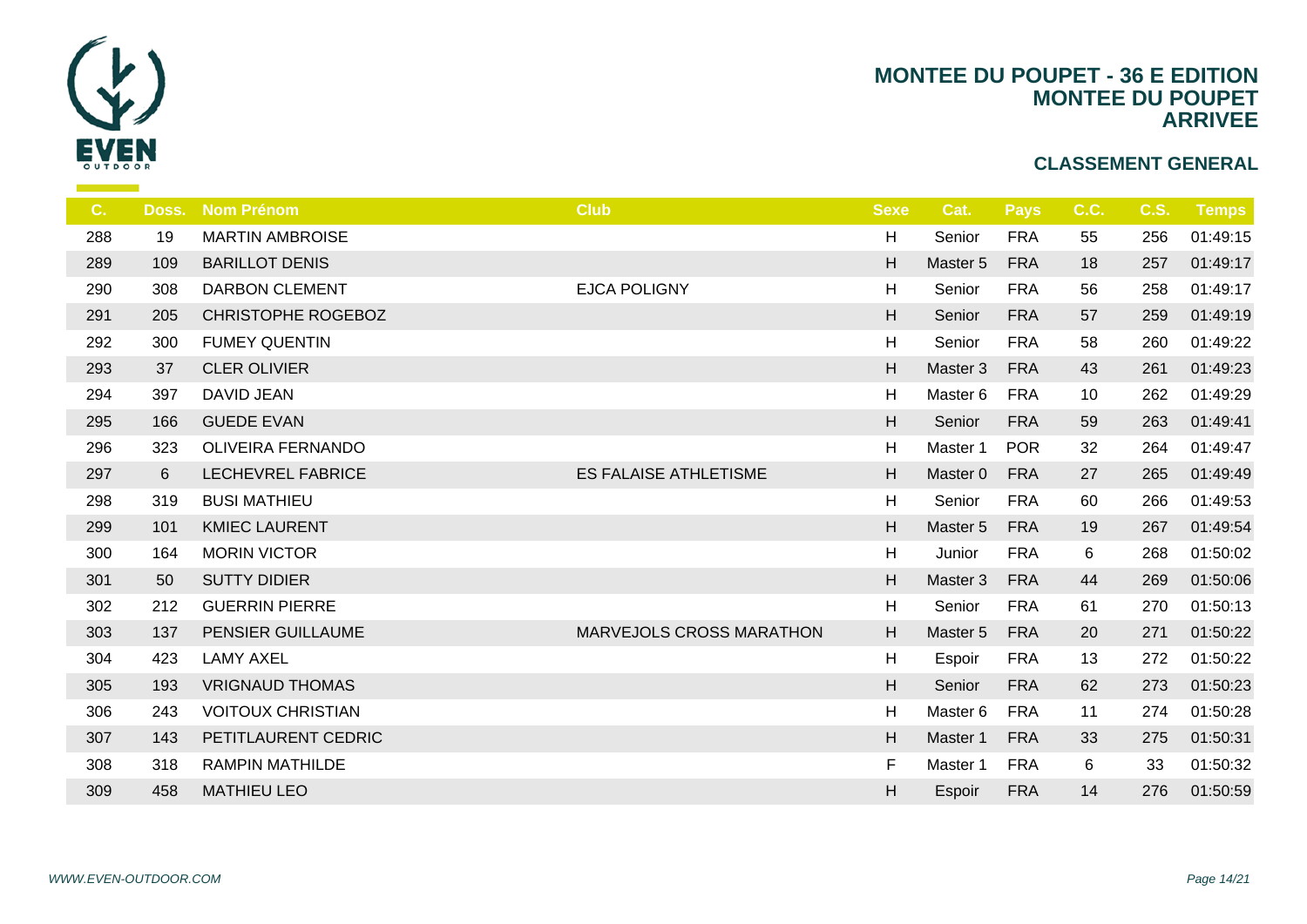# MONTEE DU POUPET - 36 E EDITION
## MONTEE DU POUPET
## ARRIVEE

### CLASSEMENT GENERAL

| C. | Doss. | Nom Prénom | Club | Sexe | Cat. | Pays | C.C. | C.S. | Temps |
|---|---|---|---|---|---|---|---|---|---|
| 288 | 19 | MARTIN AMBROISE | | H | Senior | FRA | 55 | 256 | 01:49:15 |
| 289 | 109 | BARILLOT DENIS | | H | Master 5 | FRA | 18 | 257 | 01:49:17 |
| 290 | 308 | DARBON CLEMENT | EJCA POLIGNY | H | Senior | FRA | 56 | 258 | 01:49:17 |
| 291 | 205 | CHRISTOPHE ROGEBOZ | | H | Senior | FRA | 57 | 259 | 01:49:19 |
| 292 | 300 | FUMEY QUENTIN | | H | Senior | FRA | 58 | 260 | 01:49:22 |
| 293 | 37 | CLER OLIVIER | | H | Master 3 | FRA | 43 | 261 | 01:49:23 |
| 294 | 397 | DAVID JEAN | | H | Master 6 | FRA | 10 | 262 | 01:49:29 |
| 295 | 166 | GUEDE EVAN | | H | Senior | FRA | 59 | 263 | 01:49:41 |
| 296 | 323 | OLIVEIRA FERNANDO | | H | Master 1 | POR | 32 | 264 | 01:49:47 |
| 297 | 6 | LECHEVREL FABRICE | ES FALAISE ATHLETISME | H | Master 0 | FRA | 27 | 265 | 01:49:49 |
| 298 | 319 | BUSI MATHIEU | | H | Senior | FRA | 60 | 266 | 01:49:53 |
| 299 | 101 | KMIEC LAURENT | | H | Master 5 | FRA | 19 | 267 | 01:49:54 |
| 300 | 164 | MORIN VICTOR | | H | Junior | FRA | 6 | 268 | 01:50:02 |
| 301 | 50 | SUTTY DIDIER | | H | Master 3 | FRA | 44 | 269 | 01:50:06 |
| 302 | 212 | GUERRIN PIERRE | | H | Senior | FRA | 61 | 270 | 01:50:13 |
| 303 | 137 | PENSIER GUILLAUME | MARVEJOLS CROSS MARATHON | H | Master 5 | FRA | 20 | 271 | 01:50:22 |
| 304 | 423 | LAMY AXEL | | H | Espoir | FRA | 13 | 272 | 01:50:22 |
| 305 | 193 | VRIGNAUD THOMAS | | H | Senior | FRA | 62 | 273 | 01:50:23 |
| 306 | 243 | VOITOUX CHRISTIAN | | H | Master 6 | FRA | 11 | 274 | 01:50:28 |
| 307 | 143 | PETITLAURENT CEDRIC | | H | Master 1 | FRA | 33 | 275 | 01:50:31 |
| 308 | 318 | RAMPIN MATHILDE | | F | Master 1 | FRA | 6 | 33 | 01:50:32 |
| 309 | 458 | MATHIEU LEO | | H | Espoir | FRA | 14 | 276 | 01:50:59 |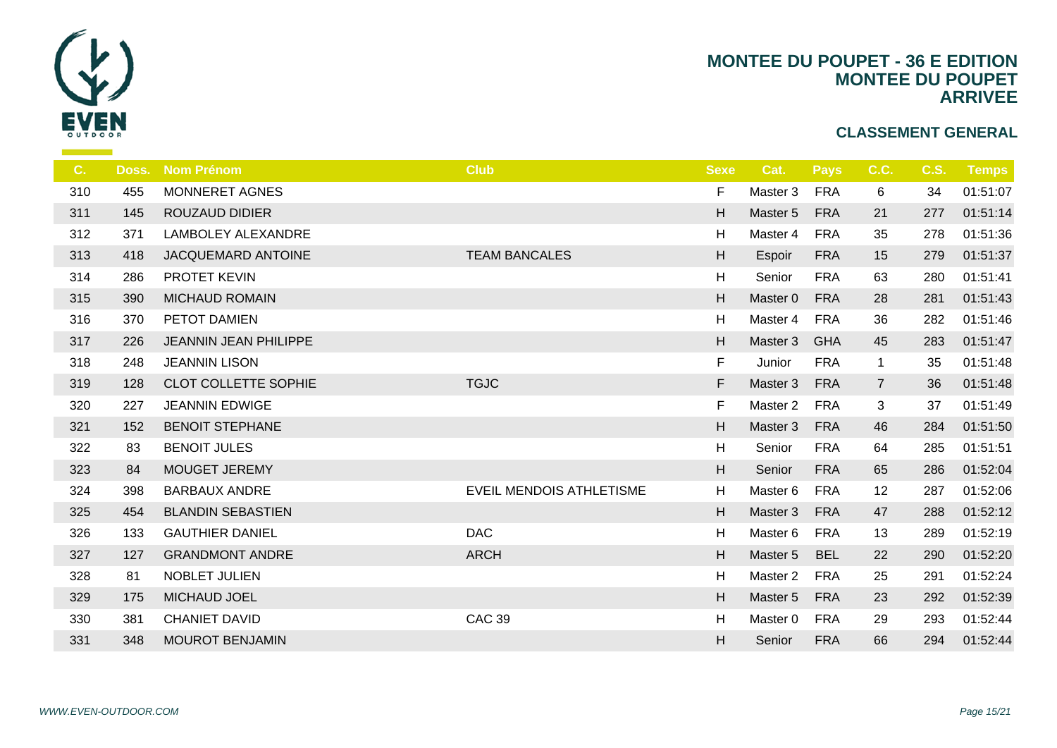# MONTEE DU POUPET - 36 E EDITION
## MONTEE DU POUPET
## ARRIVEE

### CLASSEMENT GENERAL

| C. | Doss. | Nom Prénom | Club | Sexe | Cat. | Pays | C.C. | C.S. | Temps |
|---|---|---|---|---|---|---|---|---|---|
| 310 | 455 | MONNERET AGNES | | F | Master 3 | FRA | 6 | 34 | 01:51:07 |
| 311 | 145 | ROUZAUD DIDIER | | H | Master 5 | FRA | 21 | 277 | 01:51:14 |
| 312 | 371 | LAMBOLEY ALEXANDRE | | H | Master 4 | FRA | 35 | 278 | 01:51:36 |
| 313 | 418 | JACQUEMARD ANTOINE | TEAM BANCALES | H | Espoir | FRA | 15 | 279 | 01:51:37 |
| 314 | 286 | PROTET KEVIN | | H | Senior | FRA | 63 | 280 | 01:51:41 |
| 315 | 390 | MICHAUD ROMAIN | | H | Master 0 | FRA | 28 | 281 | 01:51:43 |
| 316 | 370 | PETOT DAMIEN | | H | Master 4 | FRA | 36 | 282 | 01:51:46 |
| 317 | 226 | JEANNIN JEAN PHILIPPE | | H | Master 3 | GHA | 45 | 283 | 01:51:47 |
| 318 | 248 | JEANNIN LISON | | F | Junior | FRA | 1 | 35 | 01:51:48 |
| 319 | 128 | CLOT COLLETTE SOPHIE | TGJC | F | Master 3 | FRA | 7 | 36 | 01:51:48 |
| 320 | 227 | JEANNIN EDWIGE | | F | Master 2 | FRA | 3 | 37 | 01:51:49 |
| 321 | 152 | BENOIT STEPHANE | | H | Master 3 | FRA | 46 | 284 | 01:51:50 |
| 322 | 83 | BENOIT JULES | | H | Senior | FRA | 64 | 285 | 01:51:51 |
| 323 | 84 | MOUGET JEREMY | | H | Senior | FRA | 65 | 286 | 01:52:04 |
| 324 | 398 | BARBAUX ANDRE | EVEIL MENDOIS ATHLETISME | H | Master 6 | FRA | 12 | 287 | 01:52:06 |
| 325 | 454 | BLANDIN SEBASTIEN | | H | Master 3 | FRA | 47 | 288 | 01:52:12 |
| 326 | 133 | GAUTHIER DANIEL | DAC | H | Master 6 | FRA | 13 | 289 | 01:52:19 |
| 327 | 127 | GRANDMONT ANDRE | ARCH | H | Master 5 | BEL | 22 | 290 | 01:52:20 |
| 328 | 81 | NOBLET JULIEN | | H | Master 2 | FRA | 25 | 291 | 01:52:24 |
| 329 | 175 | MICHAUD JOEL | | H | Master 5 | FRA | 23 | 292 | 01:52:39 |
| 330 | 381 | CHANIET DAVID | CAC 39 | H | Master 0 | FRA | 29 | 293 | 01:52:44 |
| 331 | 348 | MOUROT BENJAMIN | | H | Senior | FRA | 66 | 294 | 01:52:44 |

*WWW.EVEN-OUTDOOR.COM*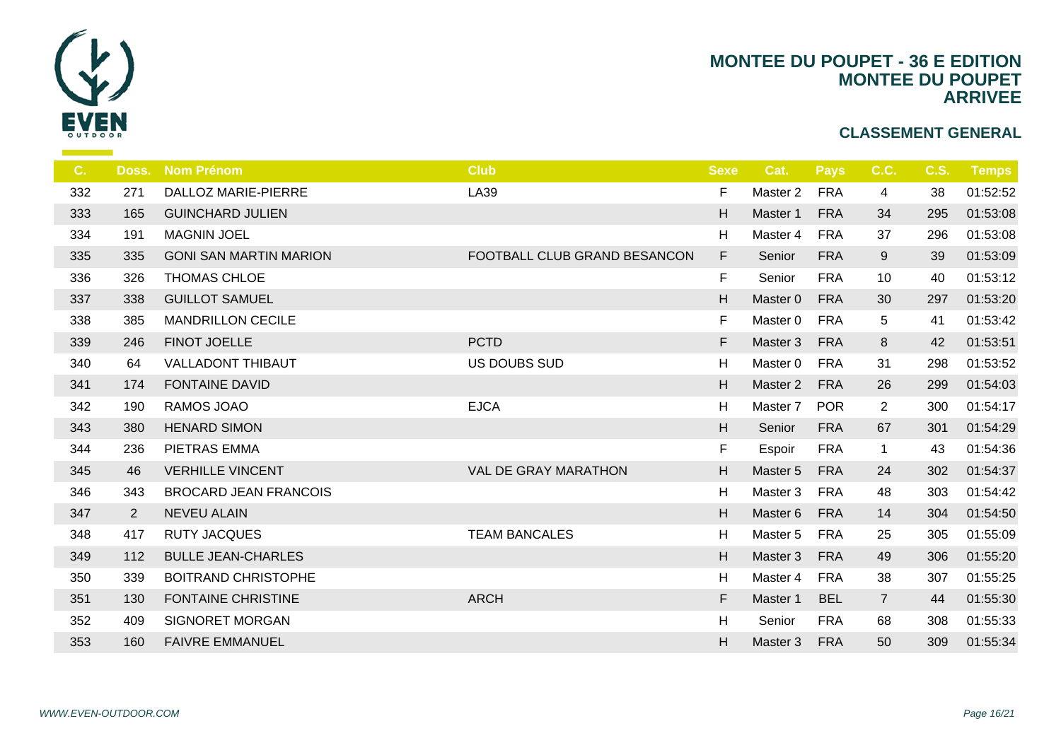# MONTEE DU POUPET - 36 E EDITION
## MONTEE DU POUPET
## ARRIVEE

### CLASSEMENT GENERAL

| C. | Doss. | Nom Prénom | Club | Sexe | Cat. | Pays | C.C. | C.S. | Temps |
|---|---|---|---|---|---|---|---|---|---|
| 332 | 271 | DALLOZ MARIE-PIERRE | LA39 | F | Master 2 | FRA | 4 | 38 | 01:52:52 |
| 333 | 165 | GUINCHARD JULIEN | | H | Master 1 | FRA | 34 | 295 | 01:53:08 |
| 334 | 191 | MAGNIN JOEL | | H | Master 4 | FRA | 37 | 296 | 01:53:08 |
| 335 | 335 | GONI SAN MARTIN MARION | FOOTBALL CLUB GRAND BESANCON | F | Senior | FRA | 9 | 39 | 01:53:09 |
| 336 | 326 | THOMAS CHLOE | | F | Senior | FRA | 10 | 40 | 01:53:12 |
| 337 | 338 | GUILLOT SAMUEL | | H | Master 0 | FRA | 30 | 297 | 01:53:20 |
| 338 | 385 | MANDRILLON CECILE | | F | Master 0 | FRA | 5 | 41 | 01:53:42 |
| 339 | 246 | FINOT JOELLE | PCTD | F | Master 3 | FRA | 8 | 42 | 01:53:51 |
| 340 | 64 | VALLADONT THIBAUT | US DOUBS SUD | H | Master 0 | FRA | 31 | 298 | 01:53:52 |
| 341 | 174 | FONTAINE DAVID | | H | Master 2 | FRA | 26 | 299 | 01:54:03 |
| 342 | 190 | RAMOS JOAO | EJCA | H | Master 7 | POR | 2 | 300 | 01:54:17 |
| 343 | 380 | HENARD SIMON | | H | Senior | FRA | 67 | 301 | 01:54:29 |
| 344 | 236 | PIETRAS EMMA | | F | Espoir | FRA | 1 | 43 | 01:54:36 |
| 345 | 46 | VERHILLE VINCENT | VAL DE GRAY MARATHON | H | Master 5 | FRA | 24 | 302 | 01:54:37 |
| 346 | 343 | BROCARD JEAN FRANCOIS | | H | Master 3 | FRA | 48 | 303 | 01:54:42 |
| 347 | 2 | NEVEU ALAIN | | H | Master 6 | FRA | 14 | 304 | 01:54:50 |
| 348 | 417 | RUTY JACQUES | TEAM BANCALES | H | Master 5 | FRA | 25 | 305 | 01:55:09 |
| 349 | 112 | BULLE JEAN-CHARLES | | H | Master 3 | FRA | 49 | 306 | 01:55:20 |
| 350 | 339 | BOITRAND CHRISTOPHE | | H | Master 4 | FRA | 38 | 307 | 01:55:25 |
| 351 | 130 | FONTAINE CHRISTINE | ARCH | F | Master 1 | BEL | 7 | 44 | 01:55:30 |
| 352 | 409 | SIGNORET MORGAN | | H | Senior | FRA | 68 | 308 | 01:55:33 |
| 353 | 160 | FAIVRE EMMANUEL | | H | Master 3 | FRA | 50 | 309 | 01:55:34 |

*WWW.EVEN-OUTDOOR.COM*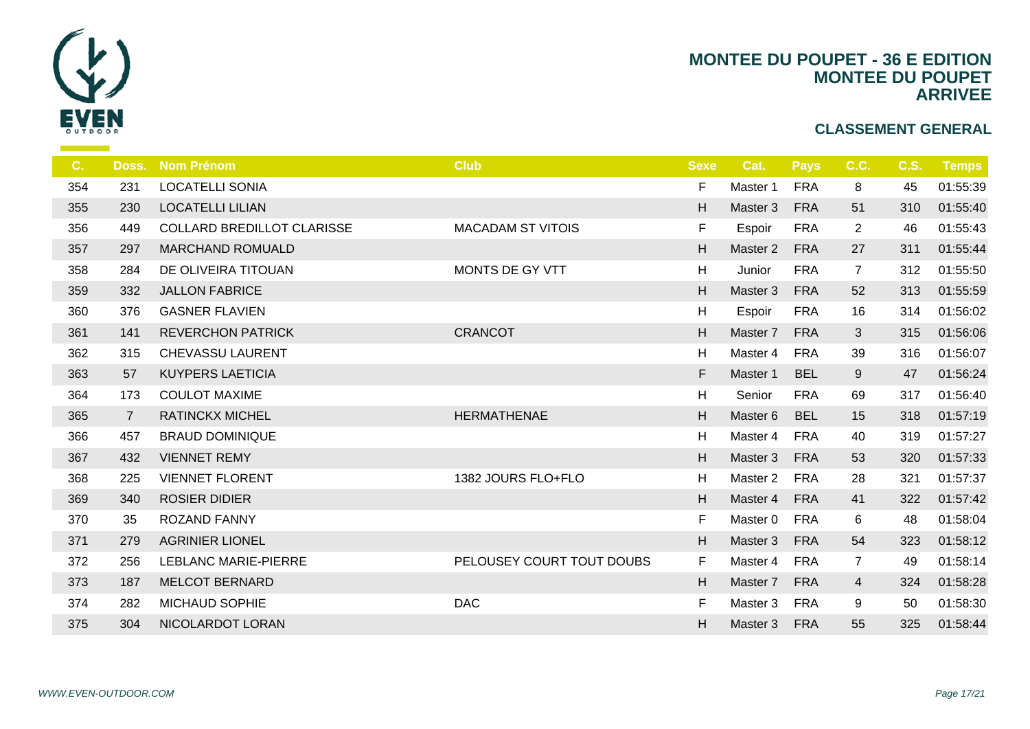# MONTEE DU POUPET - 36 E EDITION
## MONTEE DU POUPET
## ARRIVEE

### CLASSEMENT GENERAL

| C. | Doss. | Nom Prénom | Club | Sexe | Cat. | Pays | C.C. | C.S. | Temps |
|---|---|---|---|---|---|---|---|---|---|
| 354 | 231 | LOCATELLI SONIA | | F | Master 1 | FRA | 8 | 45 | 01:55:39 |
| 355 | 230 | LOCATELLI LILIAN | | H | Master 3 | FRA | 51 | 310 | 01:55:40 |
| 356 | 449 | COLLARD BREDILLOT CLARISSE | MACADAM ST VITOIS | F | Espoir | FRA | 2 | 46 | 01:55:43 |
| 357 | 297 | MARCHAND ROMUALD | | H | Master 2 | FRA | 27 | 311 | 01:55:44 |
| 358 | 284 | DE OLIVEIRA TITOUAN | MONTS DE GY VTT | H | Junior | FRA | 7 | 312 | 01:55:50 |
| 359 | 332 | JALLON FABRICE | | H | Master 3 | FRA | 52 | 313 | 01:55:59 |
| 360 | 376 | GASNER FLAVIEN | | H | Espoir | FRA | 16 | 314 | 01:56:02 |
| 361 | 141 | REVERCHON PATRICK | CRANCOT | H | Master 7 | FRA | 3 | 315 | 01:56:06 |
| 362 | 315 | CHEVASSU LAURENT | | H | Master 4 | FRA | 39 | 316 | 01:56:07 |
| 363 | 57 | KUYPERS LAETICIA | | F | Master 1 | BEL | 9 | 47 | 01:56:24 |
| 364 | 173 | COULOT MAXIME | | H | Senior | FRA | 69 | 317 | 01:56:40 |
| 365 | 7 | RATINCKX MICHEL | HERMATHENAE | H | Master 6 | BEL | 15 | 318 | 01:57:19 |
| 366 | 457 | BRAUD DOMINIQUE | | H | Master 4 | FRA | 40 | 319 | 01:57:27 |
| 367 | 432 | VIENNET REMY | | H | Master 3 | FRA | 53 | 320 | 01:57:33 |
| 368 | 225 | VIENNET FLORENT | 1382 JOURS FLO+FLO | H | Master 2 | FRA | 28 | 321 | 01:57:37 |
| 369 | 340 | ROSIER DIDIER | | H | Master 4 | FRA | 41 | 322 | 01:57:42 |
| 370 | 35 | ROZAND FANNY | | F | Master 0 | FRA | 6 | 48 | 01:58:04 |
| 371 | 279 | AGRINIER LIONEL | | H | Master 3 | FRA | 54 | 323 | 01:58:12 |
| 372 | 256 | LEBLANC MARIE-PIERRE | PELOUSEY COURT TOUT DOUBS | F | Master 4 | FRA | 7 | 49 | 01:58:14 |
| 373 | 187 | MELCOT BERNARD | | H | Master 7 | FRA | 4 | 324 | 01:58:28 |
| 374 | 282 | MICHAUD SOPHIE | DAC | F | Master 3 | FRA | 9 | 50 | 01:58:30 |
| 375 | 304 | NICOLARDOT LORAN | | H | Master 3 | FRA | 55 | 325 | 01:58:44 |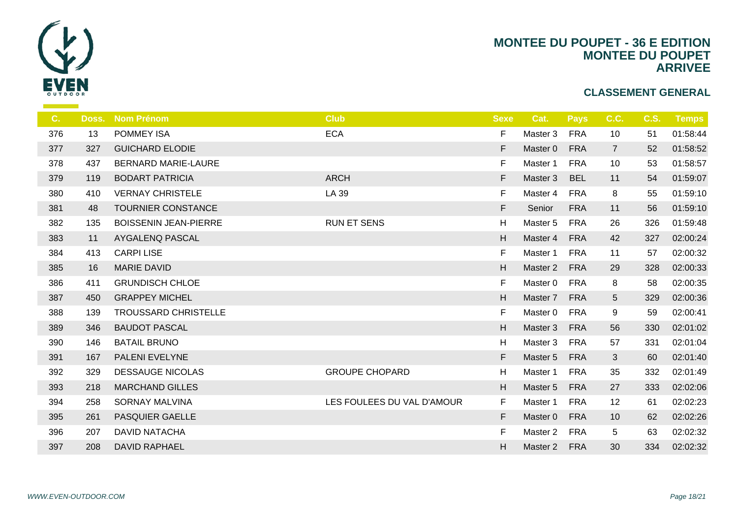# MONTEE DU POUPET - 36 E EDITION
## MONTEE DU POUPET
## ARRIVEE

### CLASSEMENT GENERAL

| C. | Doss. | Nom Prénom | Club | Sexe | Cat. | Pays | C.C. | C.S. | Temps |
|---|---|---|---|---|---|---|---|---|---|
| 376 | 13 | POMMEY ISA | ECA | F | Master 3 | FRA | 10 | 51 | 01:58:44 |
| 377 | 327 | GUICHARD ELODIE | | F | Master 0 | FRA | 7 | 52 | 01:58:52 |
| 378 | 437 | BERNARD MARIE-LAURE | | F | Master 1 | FRA | 10 | 53 | 01:58:57 |
| 379 | 119 | BODART PATRICIA | ARCH | F | Master 3 | BEL | 11 | 54 | 01:59:07 |
| 380 | 410 | VERNAY CHRISTELE | LA 39 | F | Master 4 | FRA | 8 | 55 | 01:59:10 |
| 381 | 48 | TOURNIER CONSTANCE | | F | Senior | FRA | 11 | 56 | 01:59:10 |
| 382 | 135 | BOISSENIN JEAN-PIERRE | RUN ET SENS | H | Master 5 | FRA | 26 | 326 | 01:59:48 |
| 383 | 11 | AYGALENQ PASCAL | | H | Master 4 | FRA | 42 | 327 | 02:00:24 |
| 384 | 413 | CARPI LISE | | F | Master 1 | FRA | 11 | 57 | 02:00:32 |
| 385 | 16 | MARIE DAVID | | H | Master 2 | FRA | 29 | 328 | 02:00:33 |
| 386 | 411 | GRUNDISCH CHLOE | | F | Master 0 | FRA | 8 | 58 | 02:00:35 |
| 387 | 450 | GRAPPEY MICHEL | | H | Master 7 | FRA | 5 | 329 | 02:00:36 |
| 388 | 139 | TROUSSARD CHRISTELLE | | F | Master 0 | FRA | 9 | 59 | 02:00:41 |
| 389 | 346 | BAUDOT PASCAL | | H | Master 3 | FRA | 56 | 330 | 02:01:02 |
| 390 | 146 | BATAIL BRUNO | | H | Master 3 | FRA | 57 | 331 | 02:01:04 |
| 391 | 167 | PALENI EVELYNE | | F | Master 5 | FRA | 3 | 60 | 02:01:40 |
| 392 | 329 | DESSAUGE NICOLAS | GROUPE CHOPARD | H | Master 1 | FRA | 35 | 332 | 02:01:49 |
| 393 | 218 | MARCHAND GILLES | | H | Master 5 | FRA | 27 | 333 | 02:02:06 |
| 394 | 258 | SORNAY MALVINA | LES FOULEES DU VAL D'AMOUR | F | Master 1 | FRA | 12 | 61 | 02:02:23 |
| 395 | 261 | PASQUIER GAELLE | | F | Master 0 | FRA | 10 | 62 | 02:02:26 |
| 396 | 207 | DAVID NATACHA | | F | Master 2 | FRA | 5 | 63 | 02:02:32 |
| 397 | 208 | DAVID RAPHAEL | | H | Master 2 | FRA | 30 | 334 | 02:02:32 |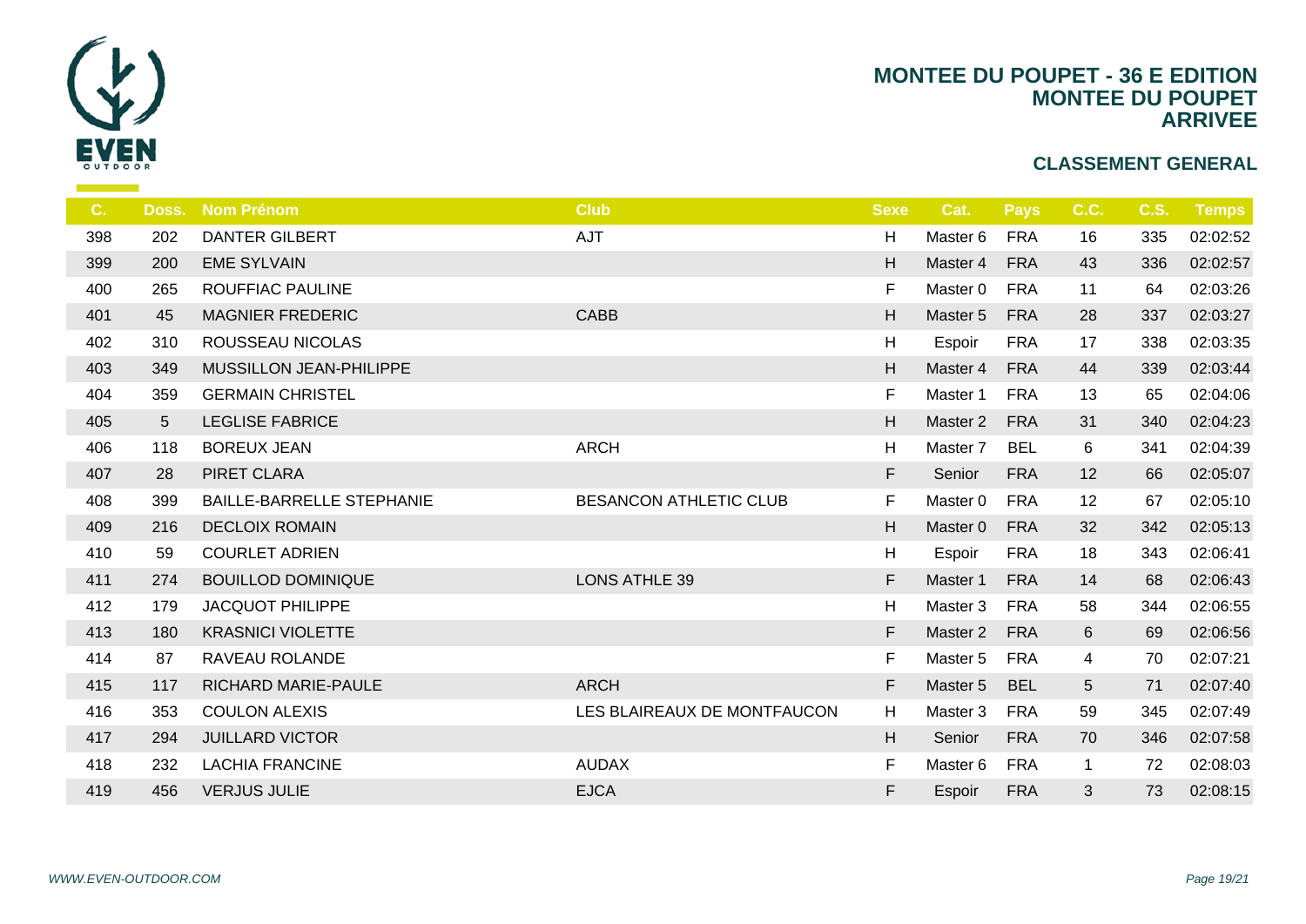# MONTEE DU POUPET - 36 E EDITION
## MONTEE DU POUPET
## ARRIVEE

### CLASSEMENT GENERAL

| C. | Doss. | Nom Prénom | Club | Sexe | Cat. | Pays | C.C. | C.S. | Temps |
|---|---|---|---|---|---|---|---|---|---|
| 398 | 202 | DANTER GILBERT | AJT | H | Master 6 | FRA | 16 | 335 | 02:02:52 |
| 399 | 200 | EME SYLVAIN | | H | Master 4 | FRA | 43 | 336 | 02:02:57 |
| 400 | 265 | ROUFFIAC PAULINE | | F | Master 0 | FRA | 11 | 64 | 02:03:26 |
| 401 | 45 | MAGNIER FREDERIC | CABB | H | Master 5 | FRA | 28 | 337 | 02:03:27 |
| 402 | 310 | ROUSSEAU NICOLAS | | H | Espoir | FRA | 17 | 338 | 02:03:35 |
| 403 | 349 | MUSSILLON JEAN-PHILIPPE | | H | Master 4 | FRA | 44 | 339 | 02:03:44 |
| 404 | 359 | GERMAIN CHRISTEL | | F | Master 1 | FRA | 13 | 65 | 02:04:06 |
| 405 | 5 | LEGLISE FABRICE | | H | Master 2 | FRA | 31 | 340 | 02:04:23 |
| 406 | 118 | BOREUX JEAN | ARCH | H | Master 7 | BEL | 6 | 341 | 02:04:39 |
| 407 | 28 | PIRET CLARA | | F | Senior | FRA | 12 | 66 | 02:05:07 |
| 408 | 399 | BAILLE-BARRELLE STEPHANIE | BESANCON ATHLETIC CLUB | F | Master 0 | FRA | 12 | 67 | 02:05:10 |
| 409 | 216 | DECLOIX ROMAIN | | H | Master 0 | FRA | 32 | 342 | 02:05:13 |
| 410 | 59 | COURLET ADRIEN | | H | Espoir | FRA | 18 | 343 | 02:06:41 |
| 411 | 274 | BOUILLOD DOMINIQUE | LONS ATHLE 39 | F | Master 1 | FRA | 14 | 68 | 02:06:43 |
| 412 | 179 | JACQUOT PHILIPPE | | H | Master 3 | FRA | 58 | 344 | 02:06:55 |
| 413 | 180 | KRASNICI VIOLETTE | | F | Master 2 | FRA | 6 | 69 | 02:06:56 |
| 414 | 87 | RAVEAU ROLANDE | | F | Master 5 | FRA | 4 | 70 | 02:07:21 |
| 415 | 117 | RICHARD MARIE-PAULE | ARCH | F | Master 5 | BEL | 5 | 71 | 02:07:40 |
| 416 | 353 | COULON ALEXIS | LES BLAIREAUX DE MONTFAUCON | H | Master 3 | FRA | 59 | 345 | 02:07:49 |
| 417 | 294 | JUILLARD VICTOR | | H | Senior | FRA | 70 | 346 | 02:07:58 |
| 418 | 232 | LACHIA FRANCINE | AUDAX | F | Master 6 | FRA | 1 | 72 | 02:08:03 |
| 419 | 456 | VERJUS JULIE | EJCA | F | Espoir | FRA | 3 | 73 | 02:08:15 |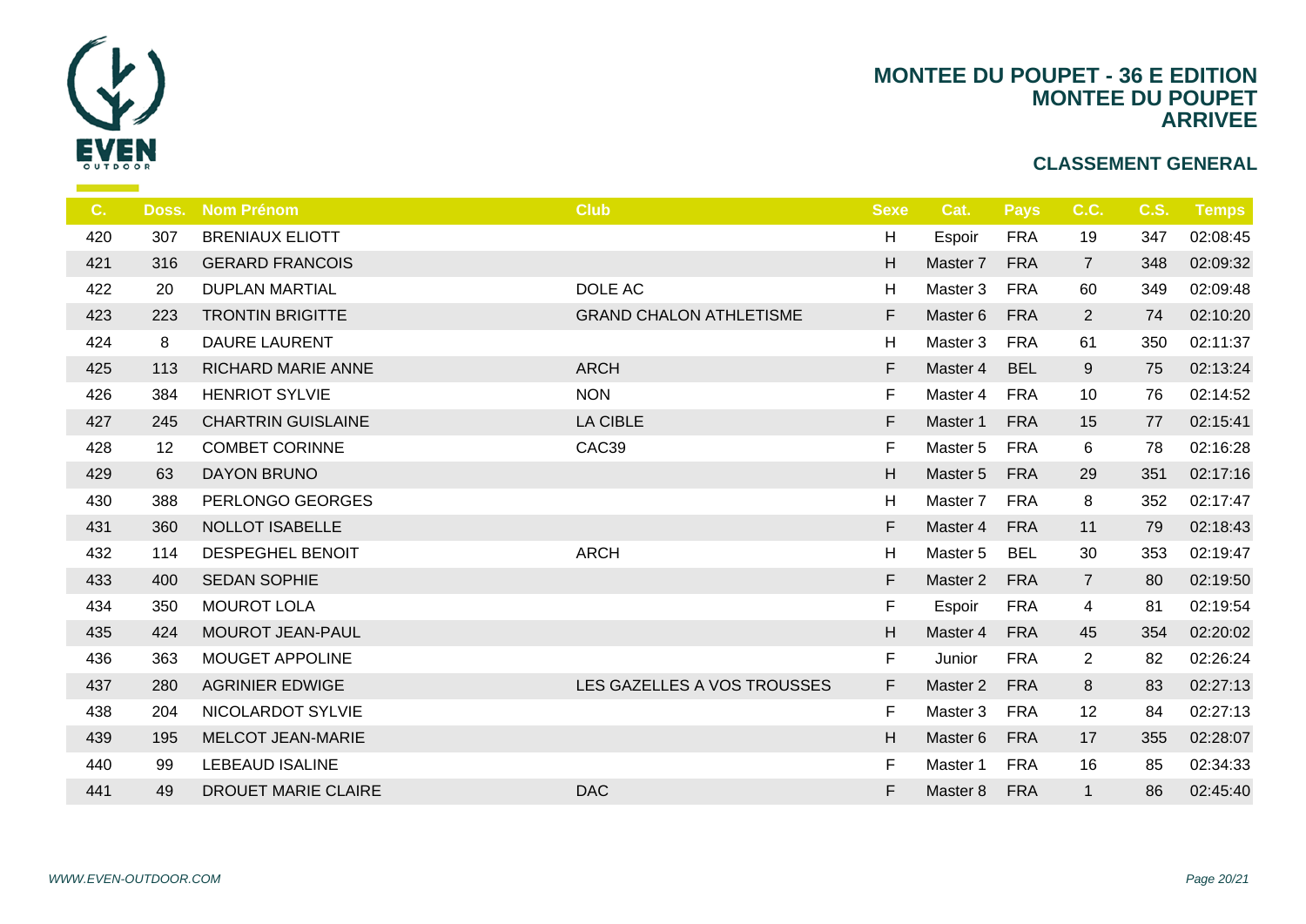# MONTEE DU POUPET - 36 E EDITION
## MONTEE DU POUPET
## ARRIVEE

### CLASSEMENT GENERAL

| C. | Doss. | Nom Prénom | Club | Sexe | Cat. | Pays | C.C. | C.S. | Temps |
|---|---|---|---|---|---|---|---|---|---|
| 420 | 307 | BRENIAUX ELIOTT | | H | Espoir | FRA | 19 | 347 | 02:08:45 |
| 421 | 316 | GERARD FRANCOIS | | H | Master 7 | FRA | 7 | 348 | 02:09:32 |
| 422 | 20 | DUPLAN MARTIAL | DOLE AC | H | Master 3 | FRA | 60 | 349 | 02:09:48 |
| 423 | 223 | TRONTIN BRIGITTE | GRAND CHALON ATHLETISME | F | Master 6 | FRA | 2 | 74 | 02:10:20 |
| 424 | 8 | DAURE LAURENT | | H | Master 3 | FRA | 61 | 350 | 02:11:37 |
| 425 | 113 | RICHARD MARIE ANNE | ARCH | F | Master 4 | BEL | 9 | 75 | 02:13:24 |
| 426 | 384 | HENRIOT SYLVIE | NON | F | Master 4 | FRA | 10 | 76 | 02:14:52 |
| 427 | 245 | CHARTRIN GUISLAINE | LA CIBLE | F | Master 1 | FRA | 15 | 77 | 02:15:41 |
| 428 | 12 | COMBET CORINNE | CAC39 | F | Master 5 | FRA | 6 | 78 | 02:16:28 |
| 429 | 63 | DAYON BRUNO | | H | Master 5 | FRA | 29 | 351 | 02:17:16 |
| 430 | 388 | PERLONGO GEORGES | | H | Master 7 | FRA | 8 | 352 | 02:17:47 |
| 431 | 360 | NOLLOT ISABELLE | | F | Master 4 | FRA | 11 | 79 | 02:18:43 |
| 432 | 114 | DESPEGHEL BENOIT | ARCH | H | Master 5 | BEL | 30 | 353 | 02:19:47 |
| 433 | 400 | SEDAN SOPHIE | | F | Master 2 | FRA | 7 | 80 | 02:19:50 |
| 434 | 350 | MOUROT LOLA | | F | Espoir | FRA | 4 | 81 | 02:19:54 |
| 435 | 424 | MOUROT JEAN-PAUL | | H | Master 4 | FRA | 45 | 354 | 02:20:02 |
| 436 | 363 | MOUGET APPOLINE | | F | Junior | FRA | 2 | 82 | 02:26:24 |
| 437 | 280 | AGRINIER EDWIGE | LES GAZELLES A VOS TROUSSES | F | Master 2 | FRA | 8 | 83 | 02:27:13 |
| 438 | 204 | NICOLARDOT SYLVIE | | F | Master 3 | FRA | 12 | 84 | 02:27:13 |
| 439 | 195 | MELCOT JEAN-MARIE | | H | Master 6 | FRA | 17 | 355 | 02:28:07 |
| 440 | 99 | LEBEAUD ISALINE | | F | Master 1 | FRA | 16 | 85 | 02:34:33 |
| 441 | 49 | DROUET MARIE CLAIRE | DAC | F | Master 8 | FRA | 1 | 86 | 02:45:40 |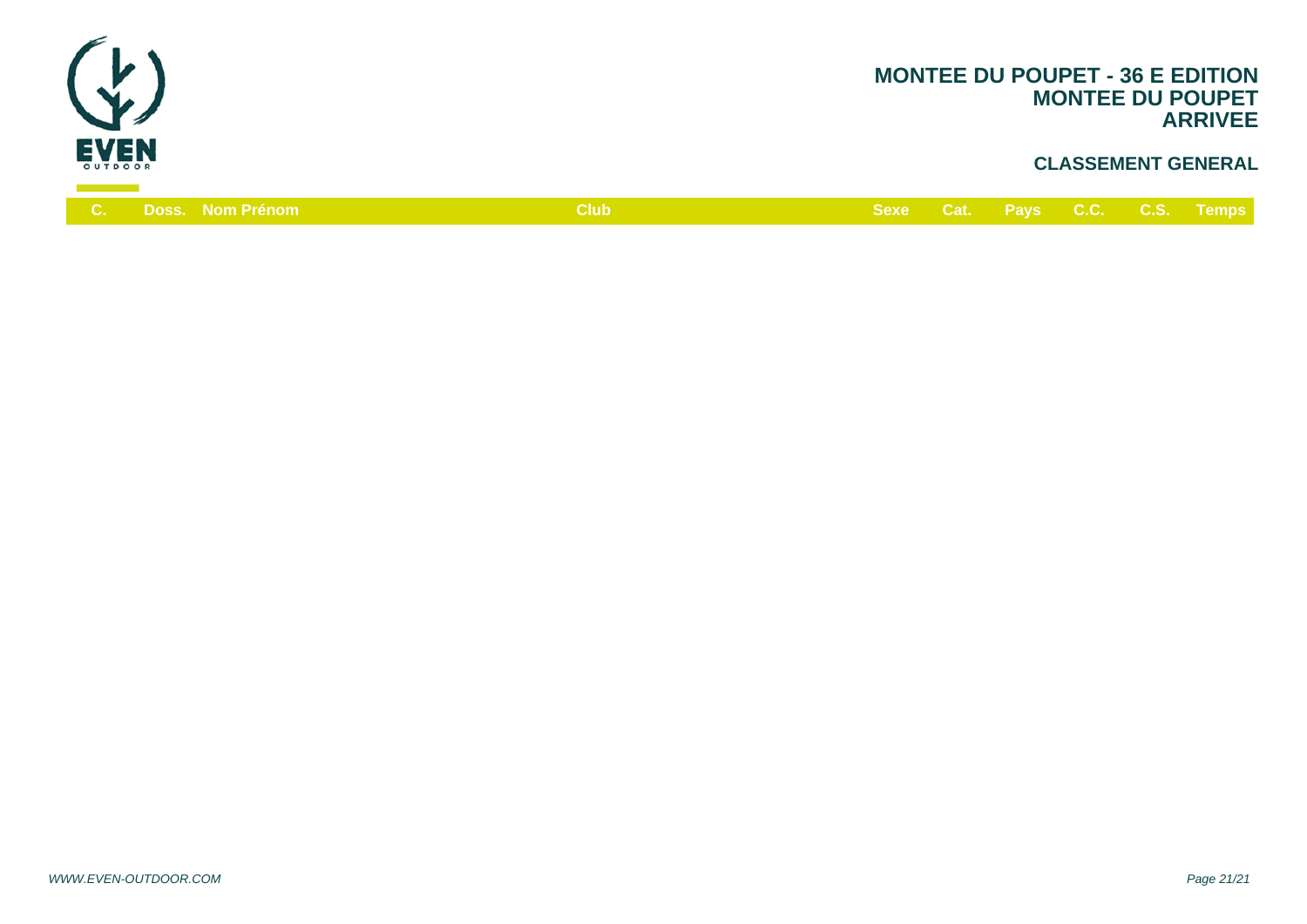# MONTEE DU POUPET - 36 E EDITION
## MONTEE DU POUPET
## ARRIVEE

### CLASSEMENT GENERAL

| C. | Doss. | Nom Prénom | Club | Sexe | Cat. | Pays | C.C. | C.S. | Temps |
|---|---|---|---|---|---|---|---|---|---|